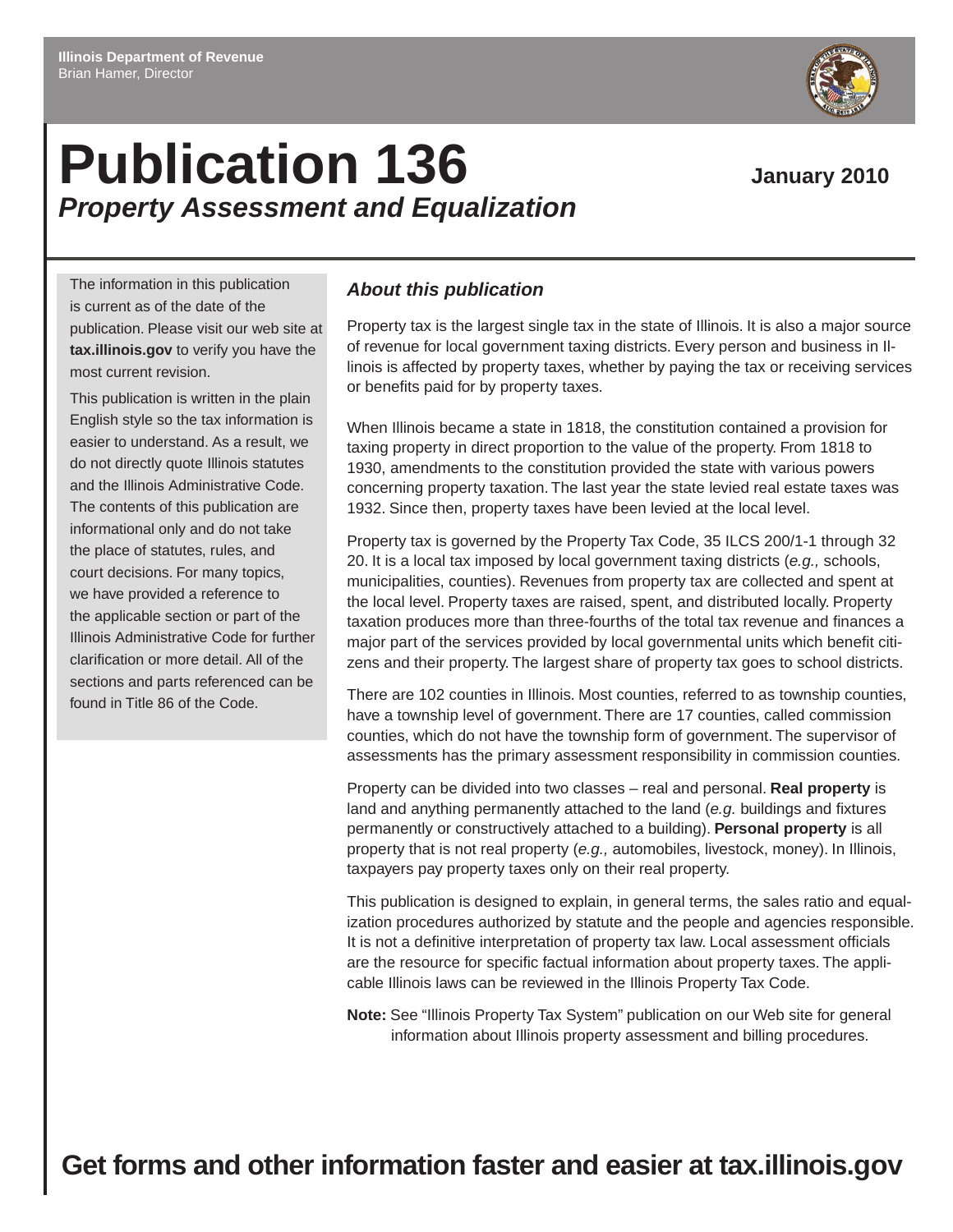Illinois Department of Revenue
Brian Hamer, Director

# Publication 136

## *Property Assessment and Equalization*

**January 2010**

The information in this publication is current as of the date of the publication. Please visit our web site at **tax.illinois.gov** to verify you have the most current revision.

This publication is written in the plain English style so the tax information is easier to understand. As a result, we do not directly quote Illinois statutes and the Illinois Administrative Code. The contents of this publication are informational only and do not take the place of statutes, rules, and court decisions. For many topics, we have provided a reference to the applicable section or part of the Illinois Administrative Code for further clarification or more detail. All of the sections and parts referenced can be found in Title 86 of the Code.

### *About this publication*

Property tax is the largest single tax in the state of Illinois. It is also a major source of revenue for local government taxing districts. Every person and business in Illinois is affected by property taxes, whether by paying the tax or receiving services or benefits paid for by property taxes.

When Illinois became a state in 1818, the constitution contained a provision for taxing property in direct proportion to the value of the property. From 1818 to 1930, amendments to the constitution provided the state with various powers concerning property taxation. The last year the state levied real estate taxes was 1932. Since then, property taxes have been levied at the local level.

Property tax is governed by the Property Tax Code, 35 ILCS 200/1-1 through 32 20. It is a local tax imposed by local government taxing districts (*e.g.,* schools, municipalities, counties). Revenues from property tax are collected and spent at the local level. Property taxes are raised, spent, and distributed locally. Property taxation produces more than three-fourths of the total tax revenue and finances a major part of the services provided by local governmental units which benefit citizens and their property. The largest share of property tax goes to school districts.

There are 102 counties in Illinois. Most counties, referred to as township counties, have a township level of government. There are 17 counties, called commission counties, which do not have the township form of government. The supervisor of assessments has the primary assessment responsibility in commission counties.

Property can be divided into two classes – real and personal. **Real property** is land and anything permanently attached to the land (*e.g.* buildings and fixtures permanently or constructively attached to a building). **Personal property** is all property that is not real property (*e.g.,* automobiles, livestock, money). In Illinois, taxpayers pay property taxes only on their real property.

This publication is designed to explain, in general terms, the sales ratio and equalization procedures authorized by statute and the people and agencies responsible. It is not a definitive interpretation of property tax law. Local assessment officials are the resource for specific factual information about property taxes. The applicable Illinois laws can be reviewed in the Illinois Property Tax Code.

**Note:** See "Illinois Property Tax System" publication on our Web site for general information about Illinois property assessment and billing procedures.

**Get forms and other information faster and easier at tax.illinois.gov**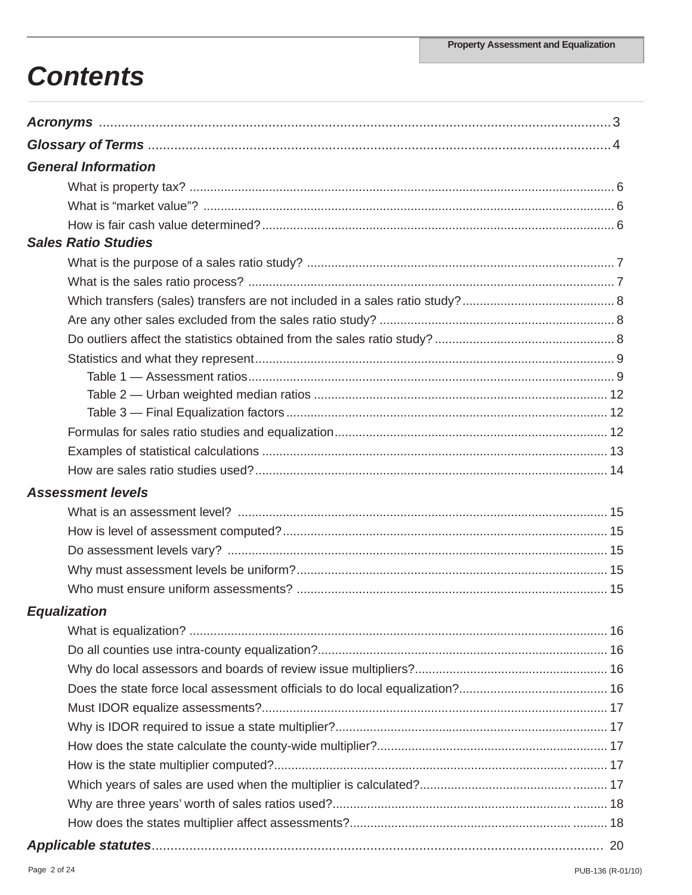# Contents

***Acronyms*** .......... 3

***Glossary of Terms*** .......... 4

***General Information***

- What is property tax? .......... 6
- What is "market value"? .......... 6
- How is fair cash value determined? .......... 6

***Sales Ratio Studies***

- What is the purpose of a sales ratio study? .......... 7
- What is the sales ratio process? .......... 7
- Which transfers (sales) transfers are not included in a sales ratio study? .......... 8
- Are any other sales excluded from the sales ratio study? .......... 8
- Do outliers affect the statistics obtained from the sales ratio study? .......... 8
- Statistics and what they represent .......... 9
  - Table 1 — Assessment ratios .......... 9
  - Table 2 — Urban weighted median ratios .......... 12
  - Table 3 — Final Equalization factors .......... 12
- Formulas for sales ratio studies and equalization .......... 12
- Examples of statistical calculations .......... 13
- How are sales ratio studies used? .......... 14

***Assessment levels***

- What is an assessment level? .......... 15
- How is level of assessment computed? .......... 15
- Do assessment levels vary? .......... 15
- Why must assessment levels be uniform? .......... 15
- Who must ensure uniform assessments? .......... 15

***Equalization***

- What is equalization? .......... 16
- Do all counties use intra-county equalization? .......... 16
- Why do local assessors and boards of review issue multipliers? .......... 16
- Does the state force local assessment officials to do local equalization? .......... 16
- Must IDOR equalize assessments? .......... 17
- Why is IDOR required to issue a state multiplier? .......... 17
- How does the state calculate the county-wide multiplier? .......... 17
- How is the state multiplier computed? .......... 17
- Which years of sales are used when the multiplier is calculated? .......... 17
- Why are three years' worth of sales ratios used? .......... 18
- How does the states multiplier affect assessments? .......... 18

***Applicable statutes*** .......... 20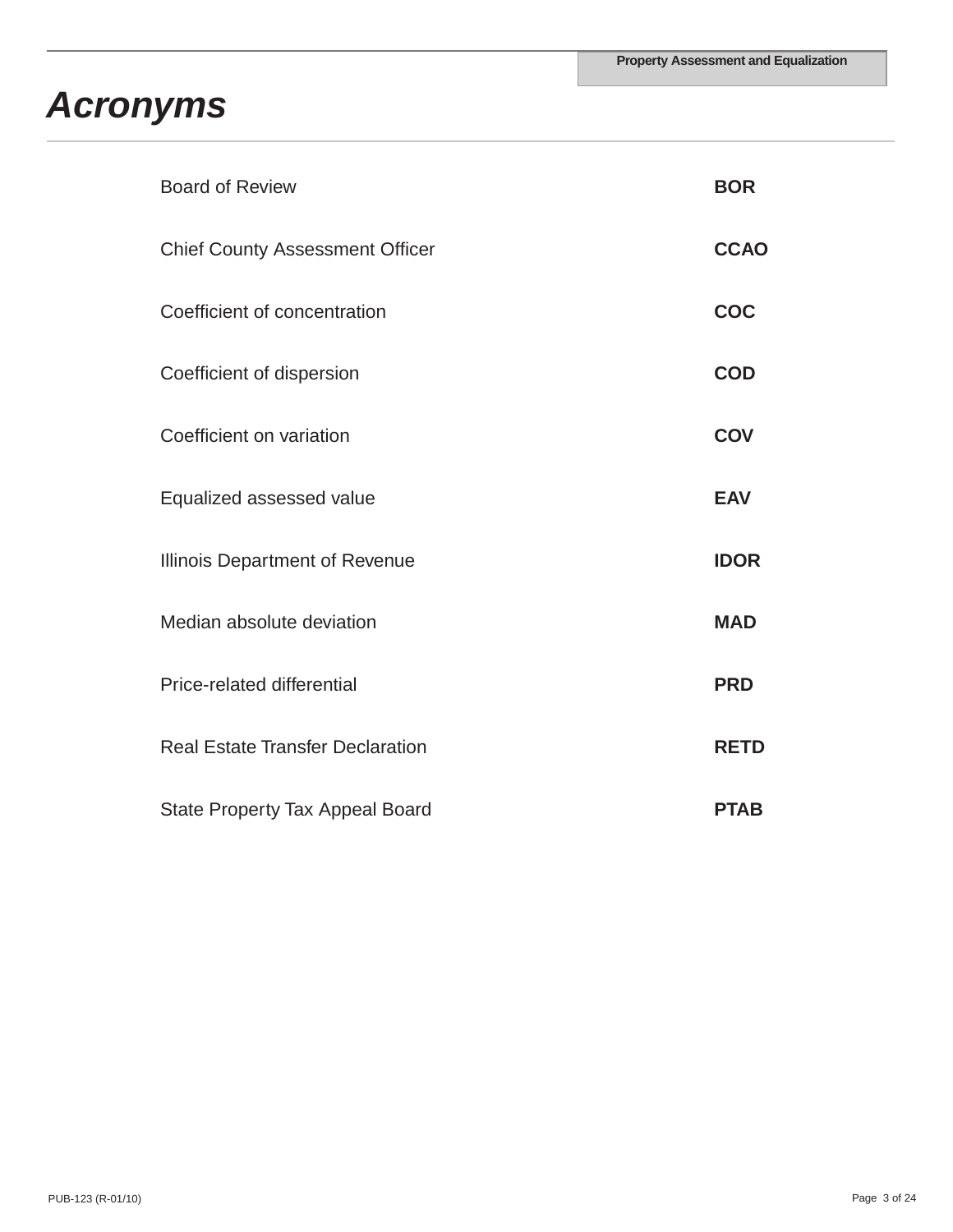# *Acronyms*

| | |
|---|---|
| Board of Review | **BOR** |
| Chief County Assessment Officer | **CCAO** |
| Coefficient of concentration | **COC** |
| Coefficient of dispersion | **COD** |
| Coefficient on variation | **COV** |
| Equalized assessed value | **EAV** |
| Illinois Department of Revenue | **IDOR** |
| Median absolute deviation | **MAD** |
| Price-related differential | **PRD** |
| Real Estate Transfer Declaration | **RETD** |
| State Property Tax Appeal Board | **PTAB** |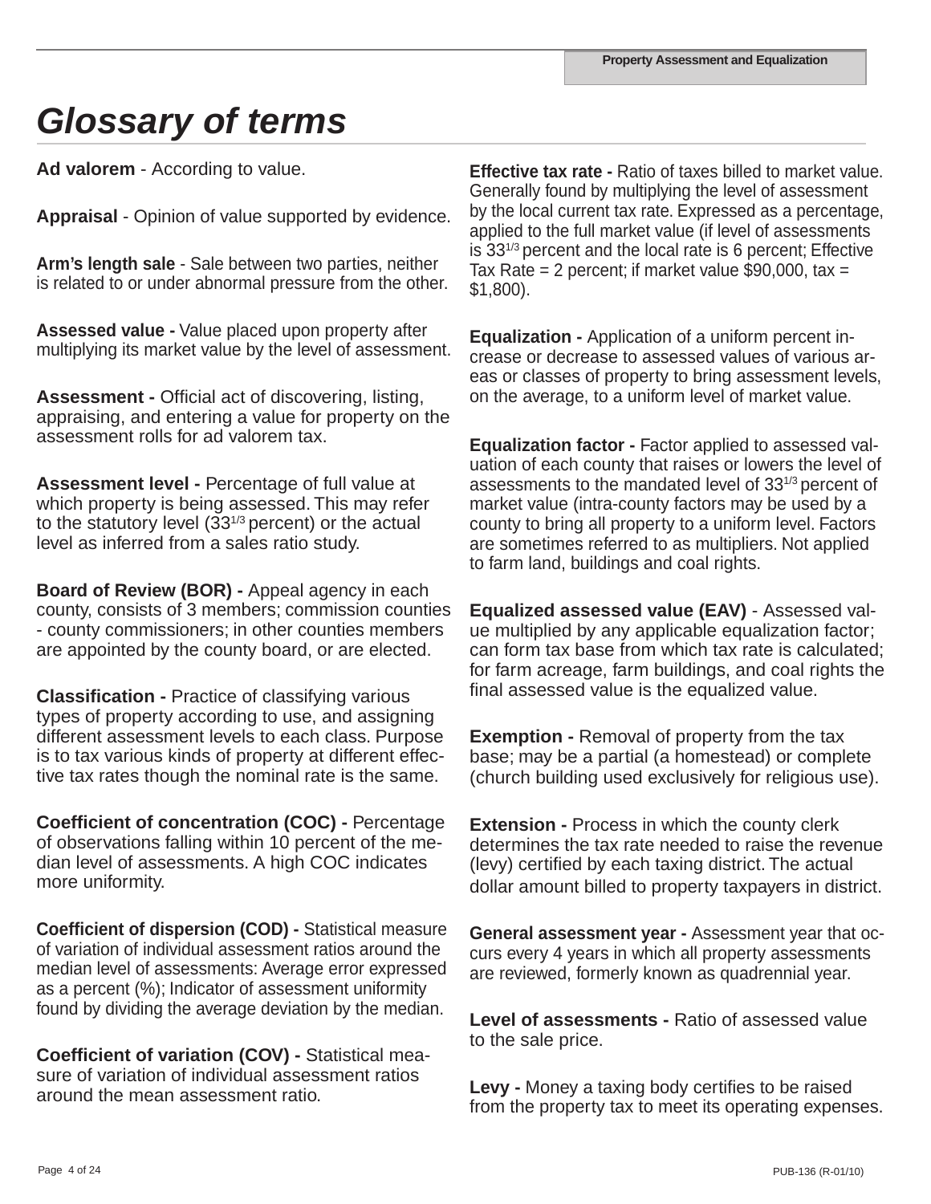# Glossary of terms

**Ad valorem** - According to value.

**Appraisal** - Opinion of value supported by evidence.

**Arm's length sale** - Sale between two parties, neither is related to or under abnormal pressure from the other.

**Assessed value -** Value placed upon property after multiplying its market value by the level of assessment.

**Assessment -** Official act of discovering, listing, appraising, and entering a value for property on the assessment rolls for ad valorem tax.

**Assessment level -** Percentage of full value at which property is being assessed. This may refer to the statutory level ($33^{1/3}$ percent) or the actual level as inferred from a sales ratio study.

**Board of Review (BOR) -** Appeal agency in each county, consists of 3 members; commission counties - county commissioners; in other counties members are appointed by the county board, or are elected.

**Classification -** Practice of classifying various types of property according to use, and assigning different assessment levels to each class. Purpose is to tax various kinds of property at different effective tax rates though the nominal rate is the same.

**Coefficient of concentration (COC) -** Percentage of observations falling within 10 percent of the median level of assessments. A high COC indicates more uniformity.

**Coefficient of dispersion (COD) -** Statistical measure of variation of individual assessment ratios around the median level of assessments: Average error expressed as a percent (%); Indicator of assessment uniformity found by dividing the average deviation by the median.

**Coefficient of variation (COV) -** Statistical measure of variation of individual assessment ratios around the mean assessment ratio.

**Effective tax rate -** Ratio of taxes billed to market value. Generally found by multiplying the level of assessment by the local current tax rate. Expressed as a percentage, applied to the full market value (if level of assessments is $33^{1/3}$ percent and the local rate is 6 percent; Effective Tax Rate = 2 percent; if market value $90,000, tax = $1,800).

**Equalization -** Application of a uniform percent increase or decrease to assessed values of various areas or classes of property to bring assessment levels, on the average, to a uniform level of market value.

**Equalization factor -** Factor applied to assessed valuation of each county that raises or lowers the level of assessments to the mandated level of $33^{1/3}$ percent of market value (intra-county factors may be used by a county to bring all property to a uniform level. Factors are sometimes referred to as multipliers. Not applied to farm land, buildings and coal rights.

**Equalized assessed value (EAV)** - Assessed value multiplied by any applicable equalization factor; can form tax base from which tax rate is calculated; for farm acreage, farm buildings, and coal rights the final assessed value is the equalized value.

**Exemption -** Removal of property from the tax base; may be a partial (a homestead) or complete (church building used exclusively for religious use).

**Extension -** Process in which the county clerk determines the tax rate needed to raise the revenue (levy) certified by each taxing district. The actual dollar amount billed to property taxpayers in district.

**General assessment year -** Assessment year that occurs every 4 years in which all property assessments are reviewed, formerly known as quadrennial year.

**Level of assessments -** Ratio of assessed value to the sale price.

**Levy -** Money a taxing body certifies to be raised from the property tax to meet its operating expenses.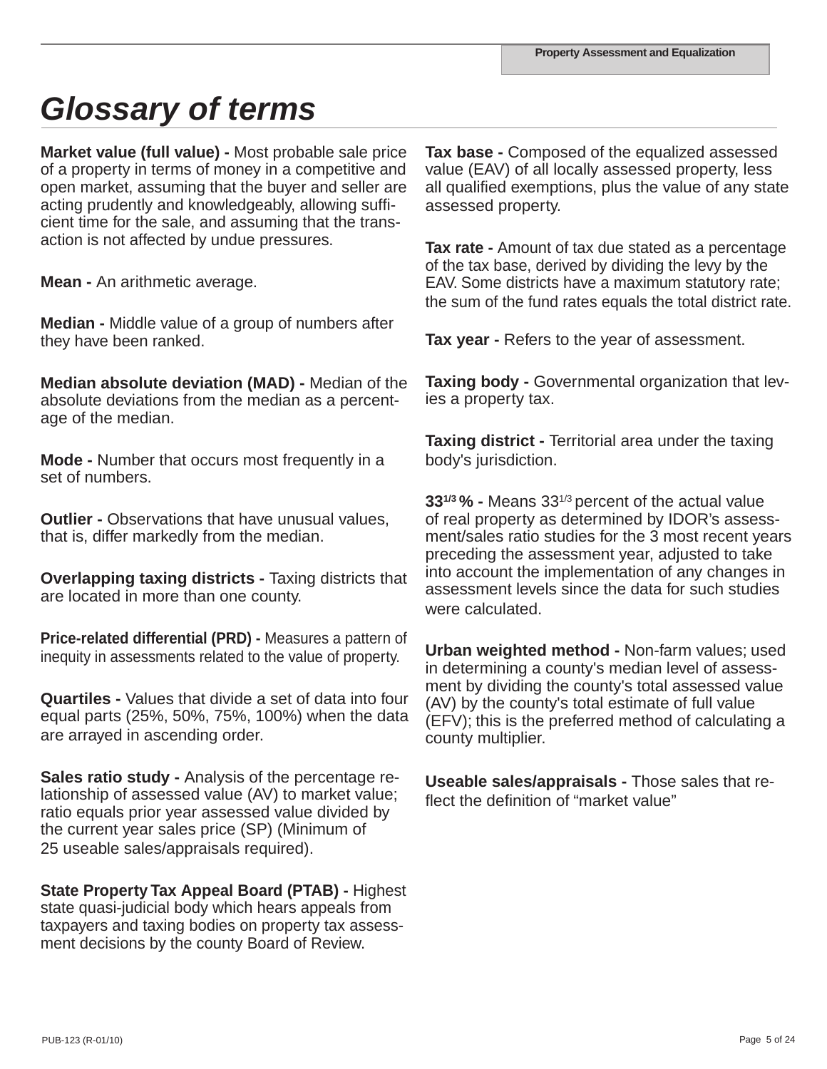# *Glossary of terms*

**Market value (full value) -** Most probable sale price of a property in terms of money in a competitive and open market, assuming that the buyer and seller are acting prudently and knowledgeably, allowing sufficient time for the sale, and assuming that the transaction is not affected by undue pressures.

**Mean -** An arithmetic average.

**Median -** Middle value of a group of numbers after they have been ranked.

**Median absolute deviation (MAD) -** Median of the absolute deviations from the median as a percentage of the median.

**Mode -** Number that occurs most frequently in a set of numbers.

**Outlier -** Observations that have unusual values, that is, differ markedly from the median.

**Overlapping taxing districts -** Taxing districts that are located in more than one county.

**Price-related differential (PRD) -** Measures a pattern of inequity in assessments related to the value of property.

**Quartiles -** Values that divide a set of data into four equal parts (25%, 50%, 75%, 100%) when the data are arrayed in ascending order.

**Sales ratio study -** Analysis of the percentage relationship of assessed value (AV) to market value; ratio equals prior year assessed value divided by the current year sales price (SP) (Minimum of 25 useable sales/appraisals required).

**State Property Tax Appeal Board (PTAB) -** Highest state quasi-judicial body which hears appeals from taxpayers and taxing bodies on property tax assessment decisions by the county Board of Review.

**Tax base -** Composed of the equalized assessed value (EAV) of all locally assessed property, less all qualified exemptions, plus the value of any state assessed property.

**Tax rate -** Amount of tax due stated as a percentage of the tax base, derived by dividing the levy by the EAV. Some districts have a maximum statutory rate; the sum of the fund rates equals the total district rate.

**Tax year -** Refers to the year of assessment.

**Taxing body -** Governmental organization that levies a property tax.

**Taxing district -** Territorial area under the taxing body's jurisdiction.

**$33^{1/3}$ % -** Means $33^{1/3}$ percent of the actual value of real property as determined by IDOR's assessment/sales ratio studies for the 3 most recent years preceding the assessment year, adjusted to take into account the implementation of any changes in assessment levels since the data for such studies were calculated.

**Urban weighted method -** Non-farm values; used in determining a county's median level of assessment by dividing the county's total assessed value (AV) by the county's total estimate of full value (EFV); this is the preferred method of calculating a county multiplier.

**Useable sales/appraisals -** Those sales that reflect the definition of "market value"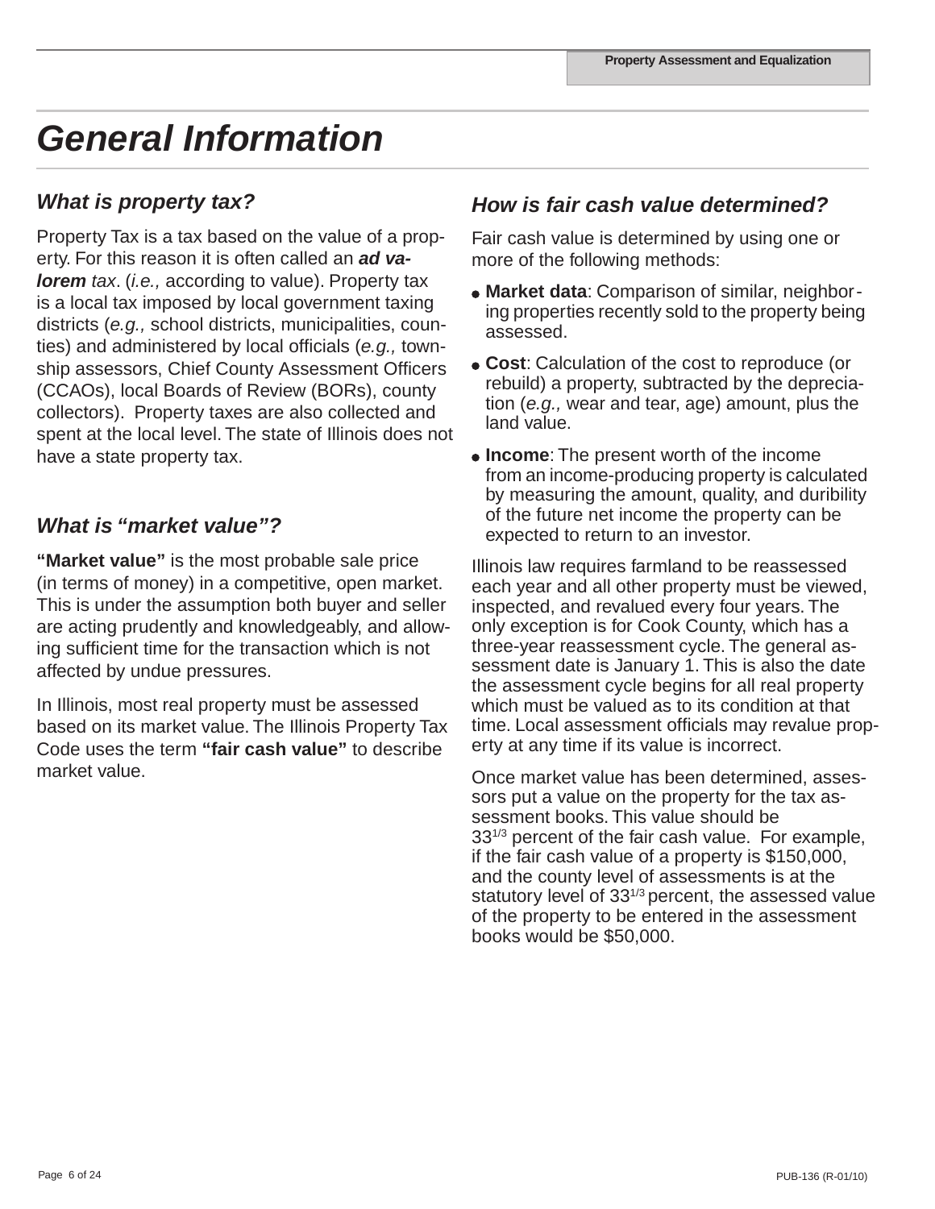# General Information

## What is property tax?

Property Tax is a tax based on the value of a property. For this reason it is often called an ***ad valorem*** *tax*. (*i.e.,* according to value). Property tax is a local tax imposed by local government taxing districts (*e.g.,* school districts, municipalities, counties) and administered by local officials (*e.g.,* township assessors, Chief County Assessment Officers (CCAOs), local Boards of Review (BORs), county collectors). Property taxes are also collected and spent at the local level. The state of Illinois does not have a state property tax.

## What is "market value"?

**"Market value"** is the most probable sale price (in terms of money) in a competitive, open market. This is under the assumption both buyer and seller are acting prudently and knowledgeably, and allowing sufficient time for the transaction which is not affected by undue pressures.

In Illinois, most real property must be assessed based on its market value. The Illinois Property Tax Code uses the term **"fair cash value"** to describe market value.

## How is fair cash value determined?

Fair cash value is determined by using one or more of the following methods:

- **Market data**: Comparison of similar, neighboring properties recently sold to the property being assessed.
- **Cost**: Calculation of the cost to reproduce (or rebuild) a property, subtracted by the depreciation (*e.g.,* wear and tear, age) amount, plus the land value.
- **Income**: The present worth of the income from an income-producing property is calculated by measuring the amount, quality, and duribility of the future net income the property can be expected to return to an investor.

Illinois law requires farmland to be reassessed each year and all other property must be viewed, inspected, and revalued every four years. The only exception is for Cook County, which has a three-year reassessment cycle. The general assessment date is January 1. This is also the date the assessment cycle begins for all real property which must be valued as to its condition at that time. Local assessment officials may revalue property at any time if its value is incorrect.

Once market value has been determined, assessors put a value on the property for the tax assessment books. This value should be $33^{1/3}$ percent of the fair cash value. For example, if the fair cash value of a property is $150,000, and the county level of assessments is at the statutory level of $33^{1/3}$ percent, the assessed value of the property to be entered in the assessment books would be $50,000.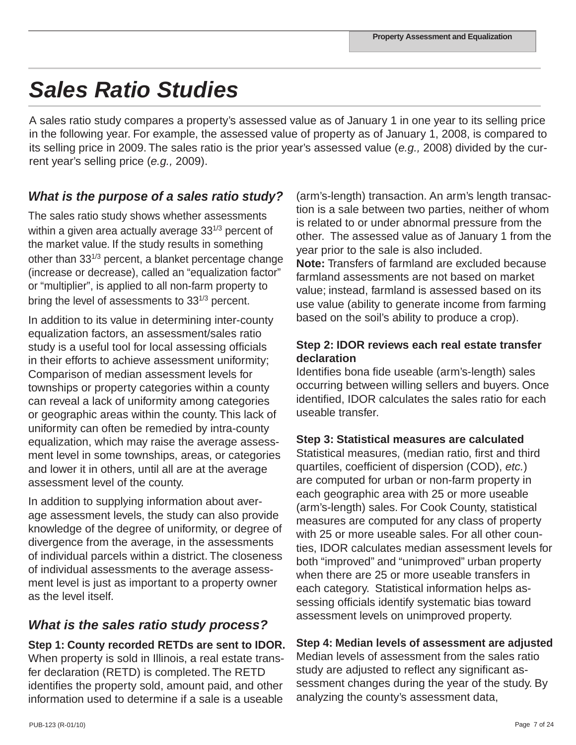# *Sales Ratio Studies*

A sales ratio study compares a property's assessed value as of January 1 in one year to its selling price in the following year. For example, the assessed value of property as of January 1, 2008, is compared to its selling price in 2009. The sales ratio is the prior year's assessed value (*e.g.,* 2008) divided by the current year's selling price (*e.g.,* 2009).

## *What is the purpose of a sales ratio study?*

The sales ratio study shows whether assessments within a given area actually average $33^{1/3}$ percent of the market value. If the study results in something other than $33^{1/3}$ percent, a blanket percentage change (increase or decrease), called an "equalization factor" or "multiplier", is applied to all non-farm property to bring the level of assessments to $33^{1/3}$ percent.

In addition to its value in determining inter-county equalization factors, an assessment/sales ratio study is a useful tool for local assessing officials in their efforts to achieve assessment uniformity; Comparison of median assessment levels for townships or property categories within a county can reveal a lack of uniformity among categories or geographic areas within the county. This lack of uniformity can often be remedied by intra-county equalization, which may raise the average assessment level in some townships, areas, or categories and lower it in others, until all are at the average assessment level of the county.

In addition to supplying information about average assessment levels, the study can also provide knowledge of the degree of uniformity, or degree of divergence from the average, in the assessments of individual parcels within a district. The closeness of individual assessments to the average assessment level is just as important to a property owner as the level itself.

## *What is the sales ratio study process?*

**Step 1: County recorded RETDs are sent to IDOR.**
When property is sold in Illinois, a real estate transfer declaration (RETD) is completed. The RETD identifies the property sold, amount paid, and other information used to determine if a sale is a useable (arm's-length) transaction. An arm's length transaction is a sale between two parties, neither of whom is related to or under abnormal pressure from the other. The assessed value as of January 1 from the year prior to the sale is also included.
**Note:** Transfers of farmland are excluded because farmland assessments are not based on market value; instead, farmland is assessed based on its use value (ability to generate income from farming based on the soil's ability to produce a crop).

**Step 2: IDOR reviews each real estate transfer declaration**
Identifies bona fide useable (arm's-length) sales occurring between willing sellers and buyers. Once identified, IDOR calculates the sales ratio for each useable transfer.

**Step 3: Statistical measures are calculated**
Statistical measures, (median ratio, first and third quartiles, coefficient of dispersion (COD), *etc.*) are computed for urban or non-farm property in each geographic area with 25 or more useable (arm's-length) sales. For Cook County, statistical measures are computed for any class of property with 25 or more useable sales. For all other counties, IDOR calculates median assessment levels for both "improved" and "unimproved" urban property when there are 25 or more useable transfers in each category. Statistical information helps assessing officials identify systematic bias toward assessment levels on unimproved property.

**Step 4: Median levels of assessment are adjusted**
Median levels of assessment from the sales ratio study are adjusted to reflect any significant assessment changes during the year of the study. By analyzing the county's assessment data,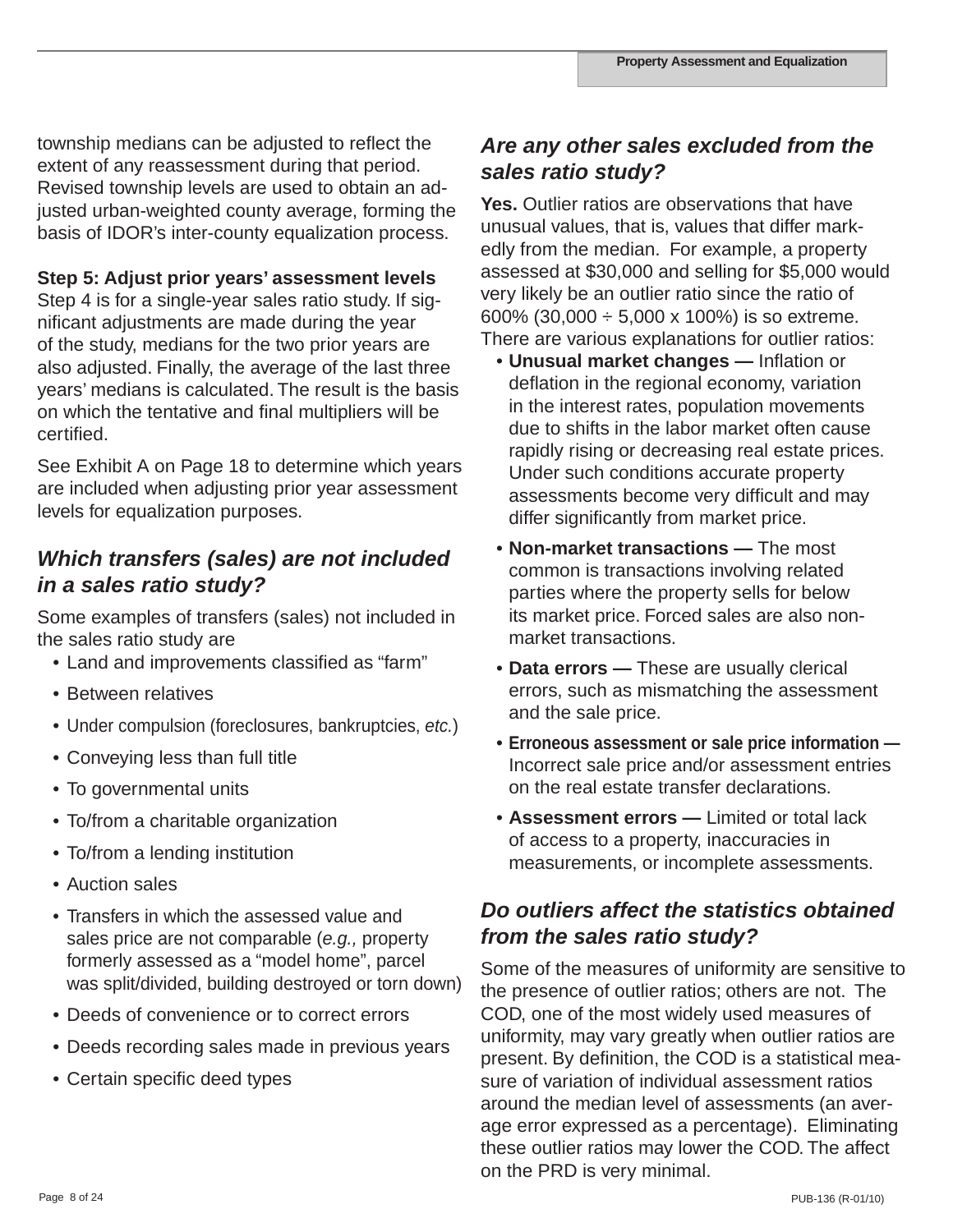township medians can be adjusted to reflect the extent of any reassessment during that period. Revised township levels are used to obtain an adjusted urban-weighted county average, forming the basis of IDOR's inter-county equalization process.

**Step 5: Adjust prior years' assessment levels**
Step 4 is for a single-year sales ratio study. If significant adjustments are made during the year of the study, medians for the two prior years are also adjusted. Finally, the average of the last three years' medians is calculated. The result is the basis on which the tentative and final multipliers will be certified.

See Exhibit A on Page 18 to determine which years are included when adjusting prior year assessment levels for equalization purposes.

### *Which transfers (sales) are not included in a sales ratio study?*

Some examples of transfers (sales) not included in the sales ratio study are

- Land and improvements classified as "farm"
- Between relatives
- Under compulsion (foreclosures, bankruptcies, *etc.*)
- Conveying less than full title
- To governmental units
- To/from a charitable organization
- To/from a lending institution
- Auction sales
- Transfers in which the assessed value and sales price are not comparable (*e.g.,* property formerly assessed as a "model home", parcel was split/divided, building destroyed or torn down)
- Deeds of convenience or to correct errors
- Deeds recording sales made in previous years
- Certain specific deed types

### *Are any other sales excluded from the sales ratio study?*

**Yes.** Outlier ratios are observations that have unusual values, that is, values that differ markedly from the median. For example, a property assessed at $30,000 and selling for $5,000 would very likely be an outlier ratio since the ratio of 600% (30,000 ÷ 5,000 x 100%) is so extreme. There are various explanations for outlier ratios:

- **Unusual market changes —** Inflation or deflation in the regional economy, variation in the interest rates, population movements due to shifts in the labor market often cause rapidly rising or decreasing real estate prices. Under such conditions accurate property assessments become very difficult and may differ significantly from market price.
- **Non-market transactions —** The most common is transactions involving related parties where the property sells for below its market price. Forced sales are also non-market transactions.
- **Data errors —** These are usually clerical errors, such as mismatching the assessment and the sale price.
- **Erroneous assessment or sale price information —** Incorrect sale price and/or assessment entries on the real estate transfer declarations.
- **Assessment errors —** Limited or total lack of access to a property, inaccuracies in measurements, or incomplete assessments.

### *Do outliers affect the statistics obtained from the sales ratio study?*

Some of the measures of uniformity are sensitive to the presence of outlier ratios; others are not. The COD, one of the most widely used measures of uniformity, may vary greatly when outlier ratios are present. By definition, the COD is a statistical measure of variation of individual assessment ratios around the median level of assessments (an average error expressed as a percentage). Eliminating these outlier ratios may lower the COD. The affect on the PRD is very minimal.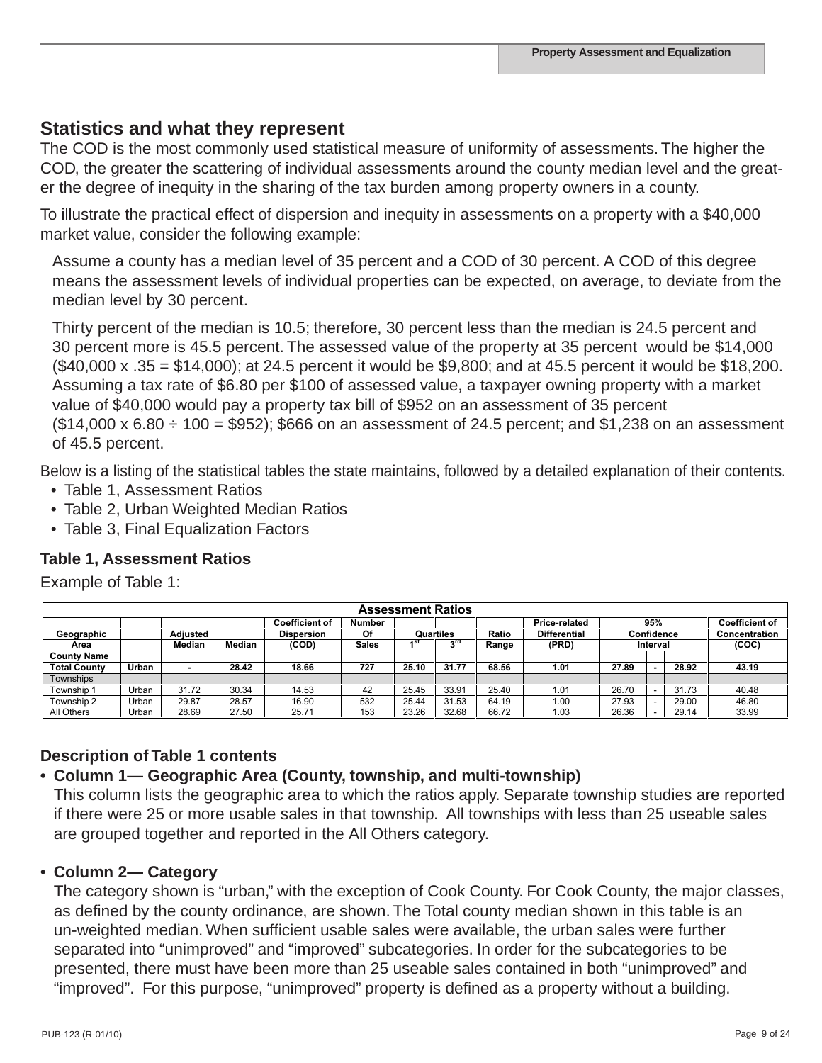## Statistics and what they represent

The COD is the most commonly used statistical measure of uniformity of assessments. The higher the COD, the greater the scattering of individual assessments around the county median level and the greater the degree of inequity in the sharing of the tax burden among property owners in a county.

To illustrate the practical effect of dispersion and inequity in assessments on a property with a $40,000 market value, consider the following example:

> Assume a county has a median level of 35 percent and a COD of 30 percent. A COD of this degree means the assessment levels of individual properties can be expected, on average, to deviate from the median level by 30 percent.
>
> Thirty percent of the median is 10.5; therefore, 30 percent less than the median is 24.5 percent and 30 percent more is 45.5 percent. The assessed value of the property at 35 percent would be $14,000 ($40,000 x .35 = $14,000); at 24.5 percent it would be $9,800; and at 45.5 percent it would be $18,200. Assuming a tax rate of $6.80 per $100 of assessed value, a taxpayer owning property with a market value of $40,000 would pay a property tax bill of $952 on an assessment of 35 percent ($14,000 x 6.80 ÷ 100 = $952); $666 on an assessment of 24.5 percent; and $1,238 on an assessment of 45.5 percent.

Below is a listing of the statistical tables the state maintains, followed by a detailed explanation of their contents.

- Table 1, Assessment Ratios
- Table 2, Urban Weighted Median Ratios
- Table 3, Final Equalization Factors

### Table 1, Assessment Ratios

Example of Table 1:

| Assessment Ratios | | | | | | | | | | | | | |
|---|---|---|---|---|---|---|---|---|---|---|---|---|---|
| Geographic Area | | Adjusted Median | Median | Coefficient of Dispersion (COD) | Number Of Sales | Quartiles 1st | Quartiles 3rd | Ratio Range | Price-related Differential (PRD) | 95% Confidence Interval | | | Coefficient of Concentration (COC) |
| **County Name** | | | | | | | | | | | | | |
| **Total County** | **Urban** | **-** | **28.42** | **18.66** | **727** | **25.10** | **31.77** | **68.56** | **1.01** | **27.89** | **-** | **28.92** | **43.19** |
| Townships | | | | | | | | | | | | | |
| Township 1 | Urban | 31.72 | 30.34 | 14.53 | 42 | 25.45 | 33.91 | 25.40 | 1.01 | 26.70 | - | 31.73 | 40.48 |
| Township 2 | Urban | 29.87 | 28.57 | 16.90 | 532 | 25.44 | 31.53 | 64.19 | 1.00 | 27.93 | - | 29.00 | 46.80 |
| All Others | Urban | 28.69 | 27.50 | 25.71 | 153 | 23.26 | 32.68 | 66.72 | 1.03 | 26.36 | - | 29.14 | 33.99 |

### Description of Table 1 contents

- **Column 1— Geographic Area (County, township, and multi-township)**
  This column lists the geographic area to which the ratios apply. Separate township studies are reported if there were 25 or more usable sales in that township. All townships with less than 25 useable sales are grouped together and reported in the All Others category.

- **Column 2— Category**
  The category shown is "urban," with the exception of Cook County. For Cook County, the major classes, as defined by the county ordinance, are shown. The Total county median shown in this table is an un-weighted median. When sufficient usable sales were available, the urban sales were further separated into "unimproved" and "improved" subcategories. In order for the subcategories to be presented, there must have been more than 25 useable sales contained in both "unimproved" and "improved". For this purpose, "unimproved" property is defined as a property without a building.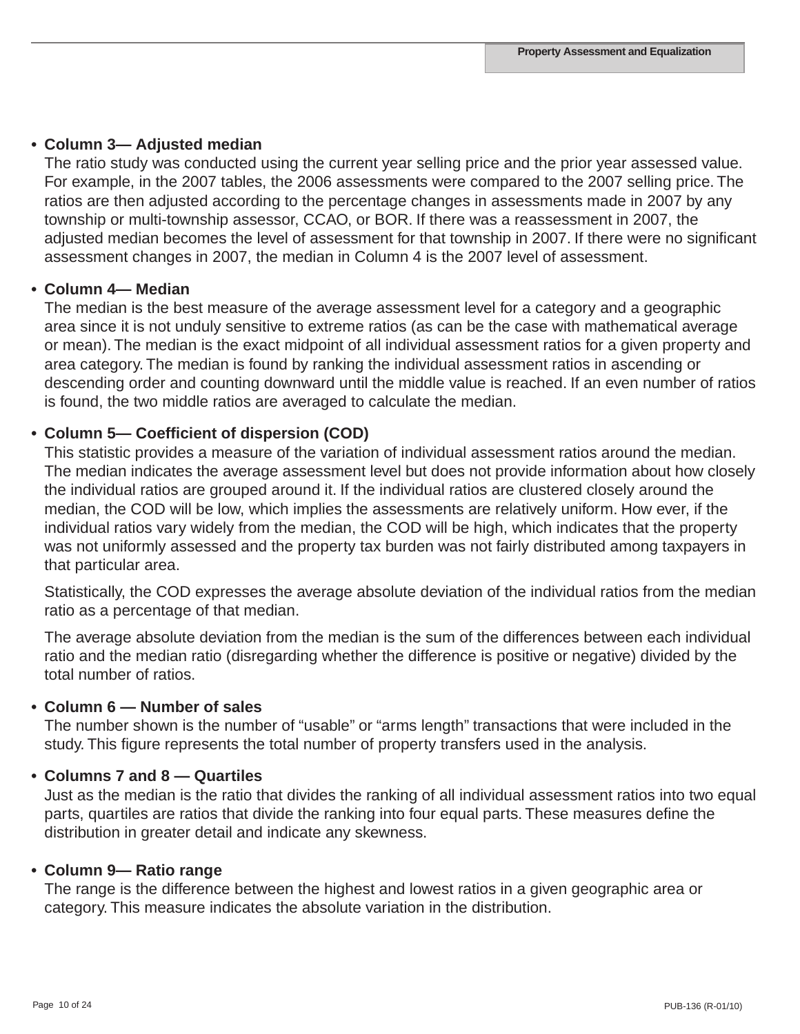- **Column 3— Adjusted median**
  The ratio study was conducted using the current year selling price and the prior year assessed value. For example, in the 2007 tables, the 2006 assessments were compared to the 2007 selling price. The ratios are then adjusted according to the percentage changes in assessments made in 2007 by any township or multi-township assessor, CCAO, or BOR. If there was a reassessment in 2007, the adjusted median becomes the level of assessment for that township in 2007. If there were no significant assessment changes in 2007, the median in Column 4 is the 2007 level of assessment.

- **Column 4— Median**
  The median is the best measure of the average assessment level for a category and a geographic area since it is not unduly sensitive to extreme ratios (as can be the case with mathematical average or mean). The median is the exact midpoint of all individual assessment ratios for a given property and area category. The median is found by ranking the individual assessment ratios in ascending or descending order and counting downward until the middle value is reached. If an even number of ratios is found, the two middle ratios are averaged to calculate the median.

- **Column 5— Coefficient of dispersion (COD)**
  This statistic provides a measure of the variation of individual assessment ratios around the median. The median indicates the average assessment level but does not provide information about how closely the individual ratios are grouped around it. If the individual ratios are clustered closely around the median, the COD will be low, which implies the assessments are relatively uniform. How ever, if the individual ratios vary widely from the median, the COD will be high, which indicates that the property was not uniformly assessed and the property tax burden was not fairly distributed among taxpayers in that particular area.

  Statistically, the COD expresses the average absolute deviation of the individual ratios from the median ratio as a percentage of that median.

  The average absolute deviation from the median is the sum of the differences between each individual ratio and the median ratio (disregarding whether the difference is positive or negative) divided by the total number of ratios.

- **Column 6 — Number of sales**
  The number shown is the number of “usable” or “arms length” transactions that were included in the study. This figure represents the total number of property transfers used in the analysis.

- **Columns 7 and 8 — Quartiles**
  Just as the median is the ratio that divides the ranking of all individual assessment ratios into two equal parts, quartiles are ratios that divide the ranking into four equal parts. These measures define the distribution in greater detail and indicate any skewness.

- **Column 9— Ratio range**
  The range is the difference between the highest and lowest ratios in a given geographic area or category. This measure indicates the absolute variation in the distribution.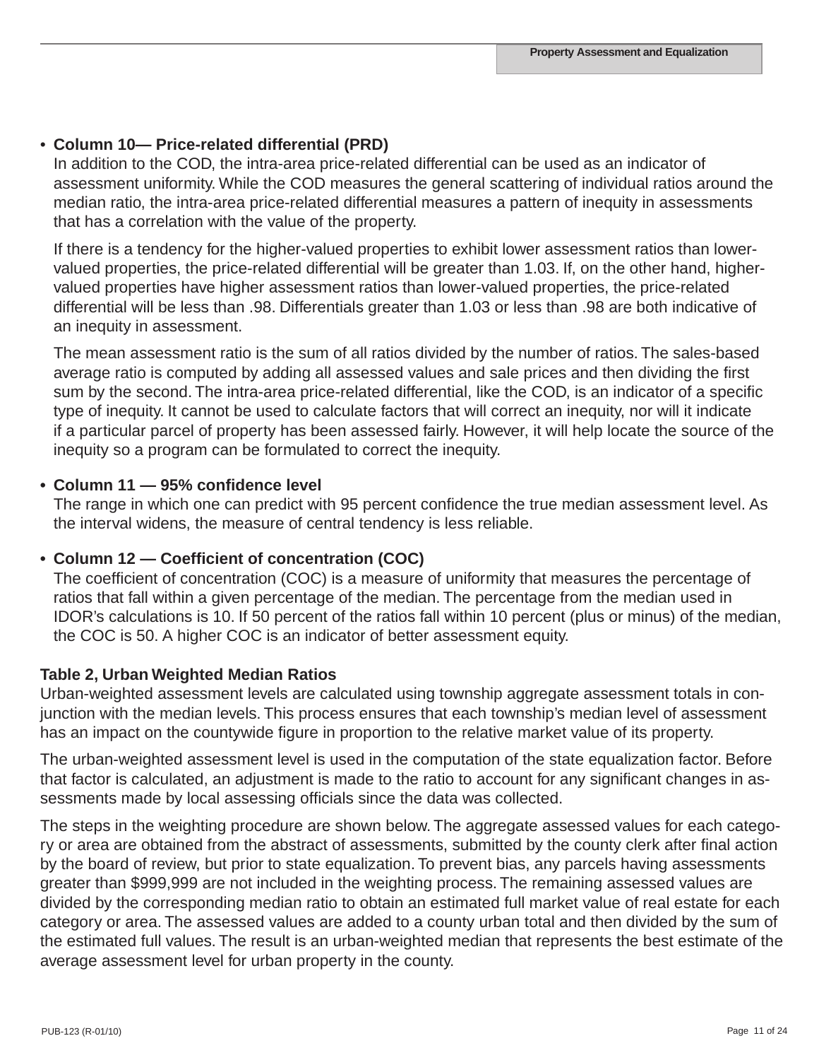- **Column 10— Price-related differential (PRD)**
  In addition to the COD, the intra-area price-related differential can be used as an indicator of assessment uniformity. While the COD measures the general scattering of individual ratios around the median ratio, the intra-area price-related differential measures a pattern of inequity in assessments that has a correlation with the value of the property.

  If there is a tendency for the higher-valued properties to exhibit lower assessment ratios than lower-valued properties, the price-related differential will be greater than 1.03. If, on the other hand, higher-valued properties have higher assessment ratios than lower-valued properties, the price-related differential will be less than .98. Differentials greater than 1.03 or less than .98 are both indicative of an inequity in assessment.

  The mean assessment ratio is the sum of all ratios divided by the number of ratios. The sales-based average ratio is computed by adding all assessed values and sale prices and then dividing the first sum by the second. The intra-area price-related differential, like the COD, is an indicator of a specific type of inequity. It cannot be used to calculate factors that will correct an inequity, nor will it indicate if a particular parcel of property has been assessed fairly. However, it will help locate the source of the inequity so a program can be formulated to correct the inequity.

- **Column 11 — 95% confidence level**
  The range in which one can predict with 95 percent confidence the true median assessment level. As the interval widens, the measure of central tendency is less reliable.

- **Column 12 — Coefficient of concentration (COC)**
  The coefficient of concentration (COC) is a measure of uniformity that measures the percentage of ratios that fall within a given percentage of the median. The percentage from the median used in IDOR's calculations is 10. If 50 percent of the ratios fall within 10 percent (plus or minus) of the median, the COC is 50. A higher COC is an indicator of better assessment equity.

**Table 2, Urban Weighted Median Ratios**

Urban-weighted assessment levels are calculated using township aggregate assessment totals in conjunction with the median levels. This process ensures that each township's median level of assessment has an impact on the countywide figure in proportion to the relative market value of its property.

The urban-weighted assessment level is used in the computation of the state equalization factor. Before that factor is calculated, an adjustment is made to the ratio to account for any significant changes in assessments made by local assessing officials since the data was collected.

The steps in the weighting procedure are shown below. The aggregate assessed values for each category or area are obtained from the abstract of assessments, submitted by the county clerk after final action by the board of review, but prior to state equalization. To prevent bias, any parcels having assessments greater than $999,999 are not included in the weighting process. The remaining assessed values are divided by the corresponding median ratio to obtain an estimated full market value of real estate for each category or area. The assessed values are added to a county urban total and then divided by the sum of the estimated full values. The result is an urban-weighted median that represents the best estimate of the average assessment level for urban property in the county.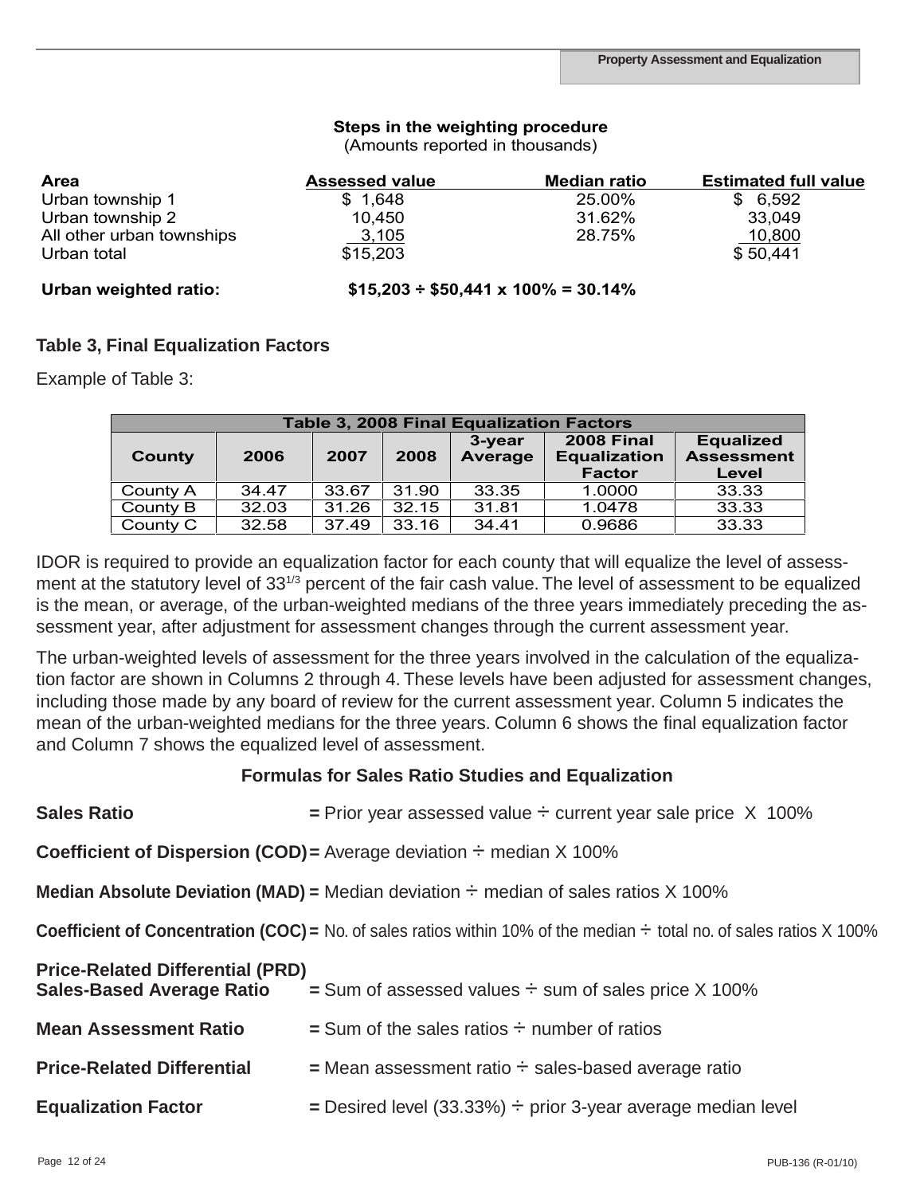### Steps in the weighting procedure

(Amounts reported in thousands)

| Area | Assessed value | Median ratio | Estimated full value |
|---|---|---|---|
| Urban township 1 | $ 1,648 | 25.00% | $ 6,592 |
| Urban township 2 | 10,450 | 31.62% | 33,049 |
| All other urban townships | 3,105 | 28.75% | 10,800 |
| Urban total | $15,203 | | $ 50,441 |

**Urban weighted ratio:** **$15,203 ÷ $50,441 x 100% = 30.14%**

### Table 3, Final Equalization Factors

Example of Table 3:

| Table 3, 2008 Final Equalization Factors | | | | | | |
|---|---|---|---|---|---|---|
| **County** | **2006** | **2007** | **2008** | **3-year Average** | **2008 Final Equalization Factor** | **Equalized Assessment Level** |
| County A | 34.47 | 33.67 | 31.90 | 33.35 | 1.0000 | 33.33 |
| County B | 32.03 | 31.26 | 32.15 | 31.81 | 1.0478 | 33.33 |
| County C | 32.58 | 37.49 | 33.16 | 34.41 | 0.9686 | 33.33 |

IDOR is required to provide an equalization factor for each county that will equalize the level of assessment at the statutory level of $33^{1/3}$ percent of the fair cash value. The level of assessment to be equalized is the mean, or average, of the urban-weighted medians of the three years immediately preceding the assessment year, after adjustment for assessment changes through the current assessment year.

The urban-weighted levels of assessment for the three years involved in the calculation of the equalization factor are shown in Columns 2 through 4. These levels have been adjusted for assessment changes, including those made by any board of review for the current assessment year. Column 5 indicates the mean of the urban-weighted medians for the three years. Column 6 shows the final equalization factor and Column 7 shows the equalized level of assessment.

### Formulas for Sales Ratio Studies and Equalization

**Sales Ratio** **=** Prior year assessed value ÷ current year sale price X 100%

**Coefficient of Dispersion (COD)** **=** Average deviation ÷ median X 100%

**Median Absolute Deviation (MAD)** **=** Median deviation ÷ median of sales ratios X 100%

**Coefficient of Concentration (COC)** **=** No. of sales ratios within 10% of the median ÷ total no. of sales ratios X 100%

**Price-Related Differential (PRD)**
**Sales-Based Average Ratio** **=** Sum of assessed values ÷ sum of sales price X 100%

**Mean Assessment Ratio** **=** Sum of the sales ratios ÷ number of ratios

**Price-Related Differential** **=** Mean assessment ratio ÷ sales-based average ratio

**Equalization Factor** **=** Desired level (33.33%) ÷ prior 3-year average median level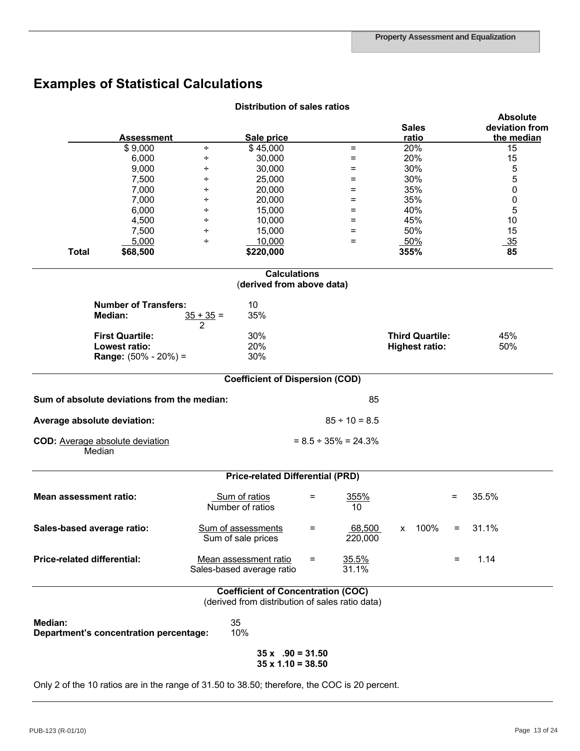## Examples of Statistical Calculations

**Distribution of sales ratios**

| | Assessment | | Sale price | | Sales ratio | Absolute deviation from the median |
|---|---|---|---|---|---|---|
| | $ 9,000 | ÷ | $ 45,000 | = | 20% | 15 |
| | 6,000 | ÷ | 30,000 | = | 20% | 15 |
| | 9,000 | ÷ | 30,000 | = | 30% | 5 |
| | 7,500 | ÷ | 25,000 | = | 30% | 5 |
| | 7,000 | ÷ | 20,000 | = | 35% | 0 |
| | 7,000 | ÷ | 20,000 | = | 35% | 0 |
| | 6,000 | ÷ | 15,000 | = | 40% | 5 |
| | 4,500 | ÷ | 10,000 | = | 45% | 10 |
| | 7,500 | ÷ | 15,000 | = | 50% | 15 |
| | 5,000 | ÷ | 10,000 | = | 50% | 35 |
| **Total** | **$68,500** | | **$220,000** | | **355%** | **85** |

**Calculations**
(**derived from above data**)

**Number of Transfers:** 10

**Median:** $\frac{35 + 35}{2}$ = 35%

**First Quartile:** 30% — **Third Quartile:** 45%

**Lowest ratio:** 20% — **Highest ratio:** 50%

**Range:** (50% - 20%) = 30%

**Coefficient of Dispersion (COD)**

**Sum of absolute deviations from the median:** 85

**Average absolute deviation:** 85 ÷ 10 = 8.5

**COD:** $\frac{\text{Average absolute deviation}}{\text{Median}}$ = 8.5 ÷ 35% = 24.3%

**Price-related Differential (PRD)**

**Mean assessment ratio:** $\frac{\text{Sum of ratios}}{\text{Number of ratios}} = \frac{355\%}{10} = 35.5\%$

**Sales-based average ratio:** $\frac{\text{Sum of assessments}}{\text{Sum of sale prices}} = \frac{68{,}500}{220{,}000} \times 100\% = 31.1\%$

**Price-related differential:** $\frac{\text{Mean assessment ratio}}{\text{Sales-based average ratio}} = \frac{35.5\%}{31.1\%} = 1.14$

**Coefficient of Concentration (COC)**
(derived from distribution of sales ratio data)

**Median:** 35
**Department's concentration percentage:** 10%

**35 x .90 = 31.50**
**35 x 1.10 = 38.50**

Only 2 of the 10 ratios are in the range of 31.50 to 38.50; therefore, the COC is 20 percent.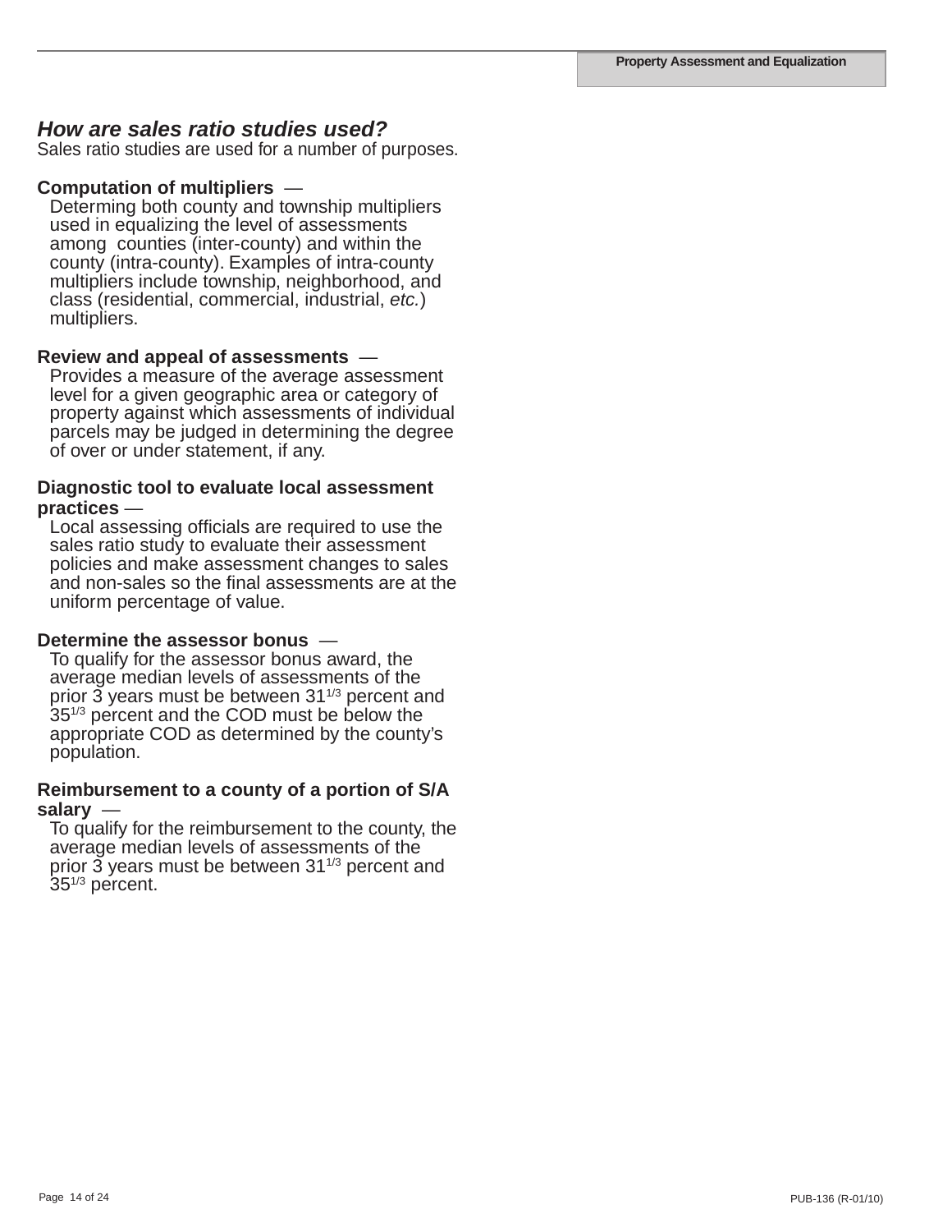## *How are sales ratio studies used?*

Sales ratio studies are used for a number of purposes.

**Computation of multipliers** —
Determing both county and township multipliers used in equalizing the level of assessments among counties (inter-county) and within the county (intra-county). Examples of intra-county multipliers include township, neighborhood, and class (residential, commercial, industrial, *etc.*) multipliers.

**Review and appeal of assessments** —
Provides a measure of the average assessment level for a given geographic area or category of property against which assessments of individual parcels may be judged in determining the degree of over or under statement, if any.

**Diagnostic tool to evaluate local assessment practices** —
Local assessing officials are required to use the sales ratio study to evaluate their assessment policies and make assessment changes to sales and non-sales so the final assessments are at the uniform percentage of value.

**Determine the assessor bonus** —
To qualify for the assessor bonus award, the average median levels of assessments of the prior 3 years must be between $31^{1/3}$ percent and $35^{1/3}$ percent and the COD must be below the appropriate COD as determined by the county's population.

**Reimbursement to a county of a portion of S/A salary** —
To qualify for the reimbursement to the county, the average median levels of assessments of the prior 3 years must be between $31^{1/3}$ percent and $35^{1/3}$ percent.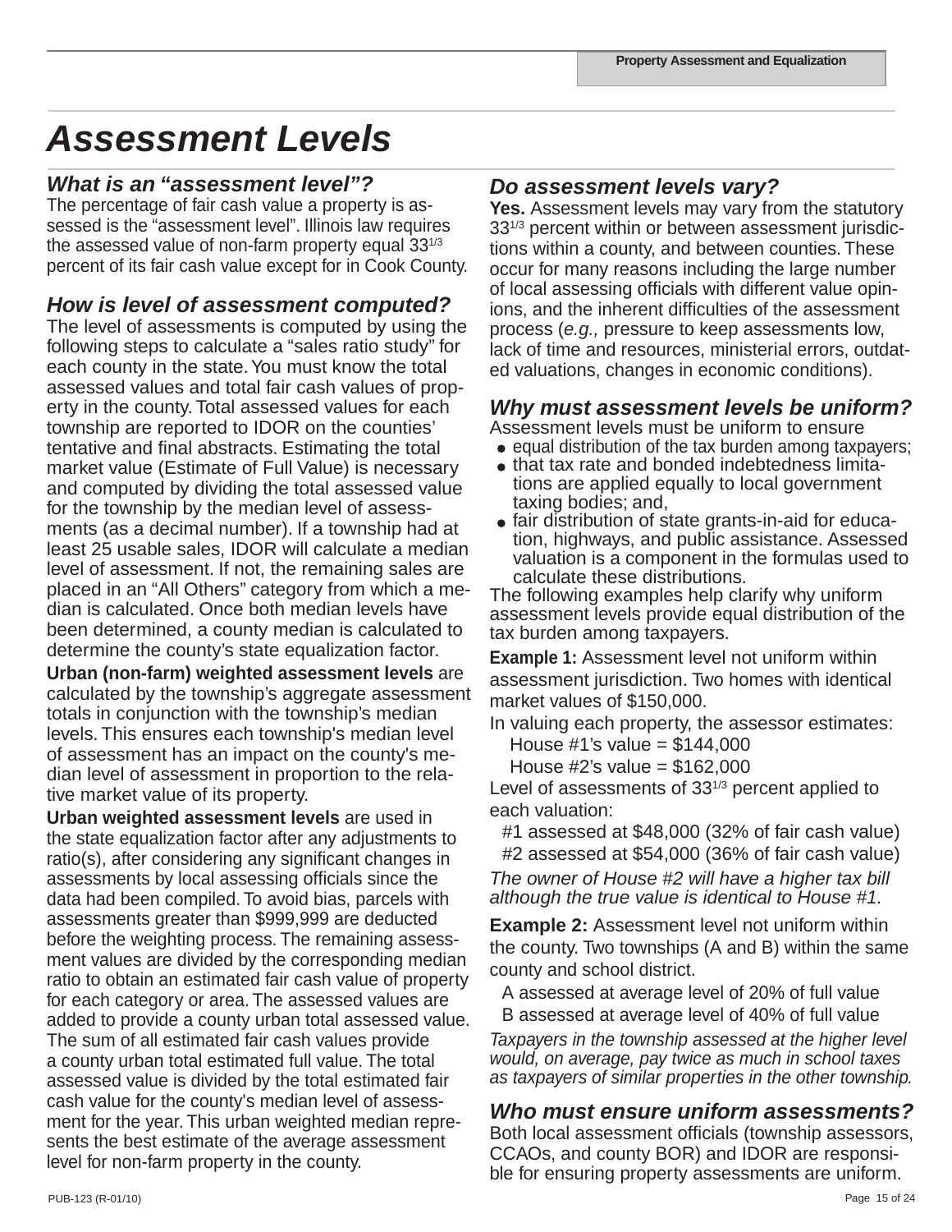# Assessment Levels

### *What is an "assessment level"?*

The percentage of fair cash value a property is assessed is the "assessment level". Illinois law requires the assessed value of non-farm property equal $33^{1/3}$ percent of its fair cash value except for in Cook County.

### *How is level of assessment computed?*

The level of assessments is computed by using the following steps to calculate a "sales ratio study" for each county in the state. You must know the total assessed values and total fair cash values of property in the county. Total assessed values for each township are reported to IDOR on the counties' tentative and final abstracts. Estimating the total market value (Estimate of Full Value) is necessary and computed by dividing the total assessed value for the township by the median level of assessments (as a decimal number). If a township had at least 25 usable sales, IDOR will calculate a median level of assessment. If not, the remaining sales are placed in an "All Others" category from which a median is calculated. Once both median levels have been determined, a county median is calculated to determine the county's state equalization factor.

**Urban (non-farm) weighted assessment levels** are calculated by the township's aggregate assessment totals in conjunction with the township's median levels. This ensures each township's median level of assessment has an impact on the county's median level of assessment in proportion to the relative market value of its property.

**Urban weighted assessment levels** are used in the state equalization factor after any adjustments to ratio(s), after considering any significant changes in assessments by local assessing officials since the data had been compiled. To avoid bias, parcels with assessments greater than $999,999 are deducted before the weighting process. The remaining assessment values are divided by the corresponding median ratio to obtain an estimated fair cash value of property for each category or area. The assessed values are added to provide a county urban total assessed value. The sum of all estimated fair cash values provide a county urban total estimated full value. The total assessed value is divided by the total estimated fair cash value for the county's median level of assessment for the year. This urban weighted median represents the best estimate of the average assessment level for non-farm property in the county.

### *Do assessment levels vary?*

**Yes.** Assessment levels may vary from the statutory $33^{1/3}$ percent within or between assessment jurisdictions within a county, and between counties. These occur for many reasons including the large number of local assessing officials with different value opinions, and the inherent difficulties of the assessment process (*e.g.,* pressure to keep assessments low, lack of time and resources, ministerial errors, outdated valuations, changes in economic conditions).

### *Why must assessment levels be uniform?*

Assessment levels must be uniform to ensure

- equal distribution of the tax burden among taxpayers;
- that tax rate and bonded indebtedness limitations are applied equally to local government taxing bodies; and,
- fair distribution of state grants-in-aid for education, highways, and public assistance. Assessed valuation is a component in the formulas used to calculate these distributions.

The following examples help clarify why uniform assessment levels provide equal distribution of the tax burden among taxpayers.

**Example 1:** Assessment level not uniform within assessment jurisdiction. Two homes with identical market values of $150,000.

In valuing each property, the assessor estimates:

House #1's value = $144,000
House #2's value = $162,000

Level of assessments of $33^{1/3}$ percent applied to each valuation:

#1 assessed at $48,000 (32% of fair cash value)
#2 assessed at $54,000 (36% of fair cash value)

*The owner of House #2 will have a higher tax bill although the true value is identical to House #1.*

**Example 2:** Assessment level not uniform within the county. Two townships (A and B) within the same county and school district.

A assessed at average level of 20% of full value
B assessed at average level of 40% of full value

*Taxpayers in the township assessed at the higher level would, on average, pay twice as much in school taxes as taxpayers of similar properties in the other township.*

### *Who must ensure uniform assessments?*

Both local assessment officials (township assessors, CCAOs, and county BOR) and IDOR are responsible for ensuring property assessments are uniform.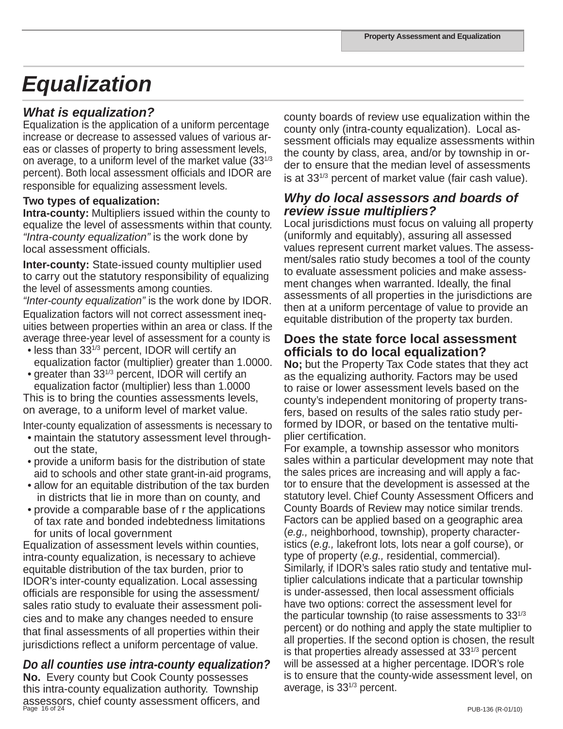# Equalization

### *What is equalization?*

Equalization is the application of a uniform percentage increase or decrease to assessed values of various areas or classes of property to bring assessment levels, on average, to a uniform level of the market value ($33^{1/3}$ percent). Both local assessment officials and IDOR are responsible for equalizing assessment levels.

**Two types of equalization:**

**Intra-county:** Multipliers issued within the county to equalize the level of assessments within that county. *"Intra-county equalization"* is the work done by local assessment officials.

**Inter-county:** State-issued county multiplier used to carry out the statutory responsibility of equalizing the level of assessments among counties. *"Inter-county equalization"* is the work done by IDOR.

Equalization factors will not correct assessment inequities between properties within an area or class. If the average three-year level of assessment for a county is

- less than $33^{1/3}$ percent, IDOR will certify an equalization factor (multiplier) greater than 1.0000.
- greater than $33^{1/3}$ percent, IDOR will certify an equalization factor (multiplier) less than 1.0000

This is to bring the counties assessments levels, on average, to a uniform level of market value.

Inter-county equalization of assessments is necessary to

- maintain the statutory assessment level throughout the state,
- provide a uniform basis for the distribution of state aid to schools and other state grant-in-aid programs,
- allow for an equitable distribution of the tax burden in districts that lie in more than on county, and
- provide a comparable base of r the applications of tax rate and bonded indebtedness limitations for units of local government

Equalization of assessment levels within counties, intra-county equalization, is necessary to achieve equitable distribution of the tax burden, prior to IDOR's inter-county equalization. Local assessing officials are responsible for using the assessment/sales ratio study to evaluate their assessment policies and to make any changes needed to ensure that final assessments of all properties within their jurisdictions reflect a uniform percentage of value.

### *Do all counties use intra-county equalization?*

**No.** Every county but Cook County possesses this intra-county equalization authority. Township assessors, chief county assessment officers, and county boards of review use equalization within the county only (intra-county equalization). Local assessment officials may equalize assessments within the county by class, area, and/or by township in order to ensure that the median level of assessments is at $33^{1/3}$ percent of market value (fair cash value).

### *Why do local assessors and boards of review issue multipliers?*

Local jurisdictions must focus on valuing all property (uniformly and equitably), assuring all assessed values represent current market values. The assessment/sales ratio study becomes a tool of the county to evaluate assessment policies and make assessment changes when warranted. Ideally, the final assessments of all properties in the jurisdictions are then at a uniform percentage of value to provide an equitable distribution of the property tax burden.

### Does the state force local assessment officials to do local equalization?

**No;** but the Property Tax Code states that they act as the equalizing authority. Factors may be used to raise or lower assessment levels based on the county's independent monitoring of property transfers, based on results of the sales ratio study performed by IDOR, or based on the tentative multiplier certification.

For example, a township assessor who monitors sales within a particular development may note that the sales prices are increasing and will apply a factor to ensure that the development is assessed at the statutory level. Chief County Assessment Officers and County Boards of Review may notice similar trends. Factors can be applied based on a geographic area (*e.g.,* neighborhood, township), property characteristics (*e.g.,* lakefront lots, lots near a golf course), or type of property (*e.g.,* residential, commercial). Similarly, if IDOR's sales ratio study and tentative multiplier calculations indicate that a particular township is under-assessed, then local assessment officials have two options: correct the assessment level for the particular township (to raise assessments to $33^{1/3}$ percent) or do nothing and apply the state multiplier to all properties. If the second option is chosen, the result is that properties already assessed at $33^{1/3}$ percent will be assessed at a higher percentage. IDOR's role is to ensure that the county-wide assessment level, on average, is $33^{1/3}$ percent.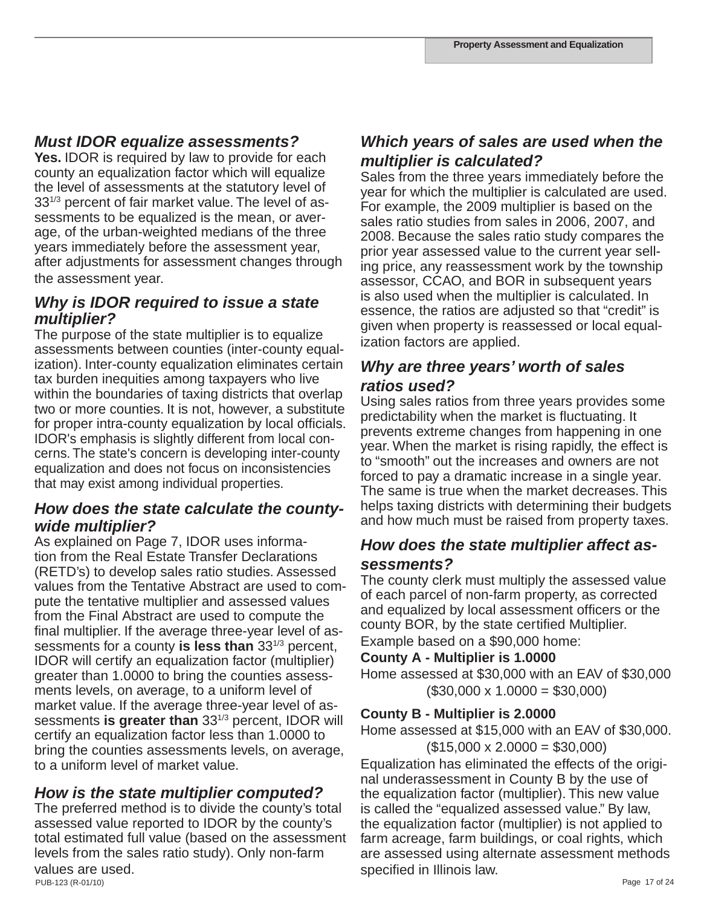### *Must IDOR equalize assessments?*

**Yes.** IDOR is required by law to provide for each county an equalization factor which will equalize the level of assessments at the statutory level of $33^{1/3}$ percent of fair market value. The level of assessments to be equalized is the mean, or average, of the urban-weighted medians of the three years immediately before the assessment year, after adjustments for assessment changes through the assessment year.

### *Why is IDOR required to issue a state multiplier?*

The purpose of the state multiplier is to equalize assessments between counties (inter-county equalization). Inter-county equalization eliminates certain tax burden inequities among taxpayers who live within the boundaries of taxing districts that overlap two or more counties. It is not, however, a substitute for proper intra-county equalization by local officials. IDOR's emphasis is slightly different from local concerns. The state's concern is developing inter-county equalization and does not focus on inconsistencies that may exist among individual properties.

### *How does the state calculate the county-wide multiplier?*

As explained on Page 7, IDOR uses information from the Real Estate Transfer Declarations (RETD's) to develop sales ratio studies. Assessed values from the Tentative Abstract are used to compute the tentative multiplier and assessed values from the Final Abstract are used to compute the final multiplier. If the average three-year level of assessments for a county **is less than** $33^{1/3}$ percent, IDOR will certify an equalization factor (multiplier) greater than 1.0000 to bring the counties assessments levels, on average, to a uniform level of market value. If the average three-year level of assessments **is greater than** $33^{1/3}$ percent, IDOR will certify an equalization factor less than 1.0000 to bring the counties assessments levels, on average, to a uniform level of market value.

### *How is the state multiplier computed?*

The preferred method is to divide the county's total assessed value reported to IDOR by the county's total estimated full value (based on the assessment levels from the sales ratio study). Only non-farm values are used.

### *Which years of sales are used when the multiplier is calculated?*

Sales from the three years immediately before the year for which the multiplier is calculated are used. For example, the 2009 multiplier is based on the sales ratio studies from sales in 2006, 2007, and 2008. Because the sales ratio study compares the prior year assessed value to the current year selling price, any reassessment work by the township assessor, CCAO, and BOR in subsequent years is also used when the multiplier is calculated. In essence, the ratios are adjusted so that "credit" is given when property is reassessed or local equalization factors are applied.

### *Why are three years' worth of sales ratios used?*

Using sales ratios from three years provides some predictability when the market is fluctuating. It prevents extreme changes from happening in one year. When the market is rising rapidly, the effect is to "smooth" out the increases and owners are not forced to pay a dramatic increase in a single year. The same is true when the market decreases. This helps taxing districts with determining their budgets and how much must be raised from property taxes.

### *How does the state multiplier affect assessments?*

The county clerk must multiply the assessed value of each parcel of non-farm property, as corrected and equalized by local assessment officers or the county BOR, by the state certified Multiplier.

Example based on a $90,000 home:

**County A - Multiplier is 1.0000**

Home assessed at $30,000 with an EAV of $30,000
($30,000 x 1.0000 = $30,000)

**County B - Multiplier is 2.0000**

Home assessed at $15,000 with an EAV of $30,000.
($15,000 x 2.0000 = $30,000)

Equalization has eliminated the effects of the original underassessment in County B by the use of the equalization factor (multiplier). This new value is called the "equalized assessed value." By law, the equalization factor (multiplier) is not applied to farm acreage, farm buildings, or coal rights, which are assessed using alternate assessment methods specified in Illinois law.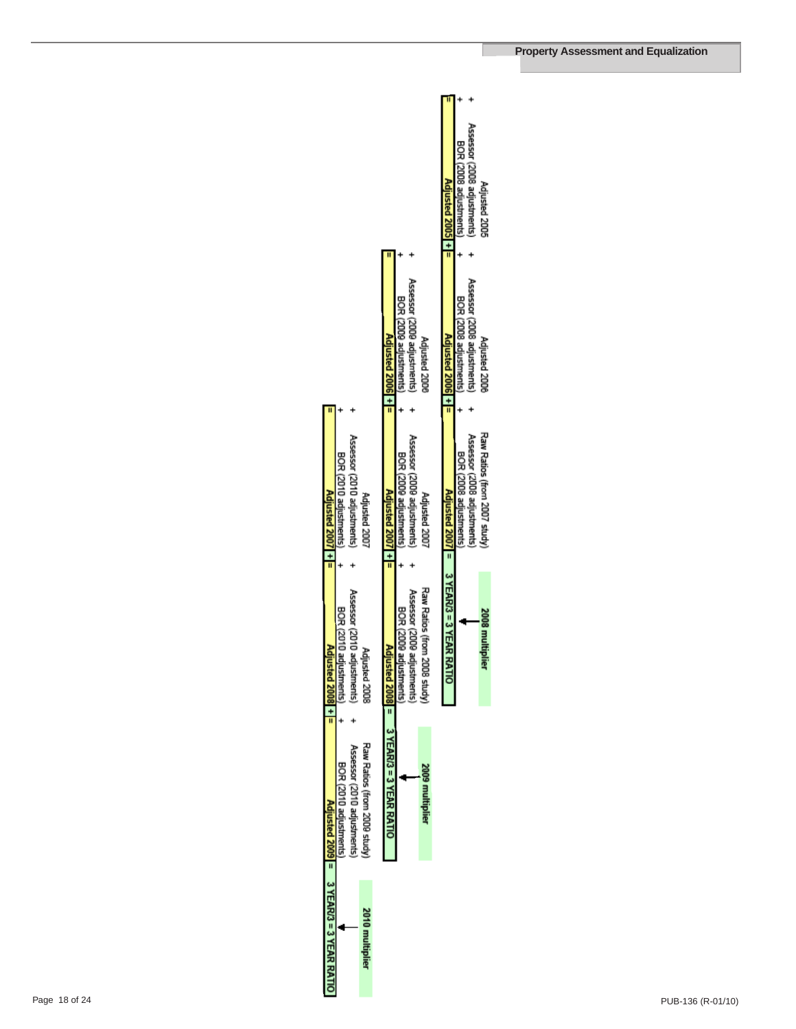**2008 multiplier**

| Adjusted 2005 | | Adjusted 2006 | | Raw Ratios (from 2007 study) | | |
|---|---|---|---|---|---|---|
| + Assessor (2008 adjustments) | | + Assessor (2008 adjustments) | | + Assessor (2008 adjustments) | | |
| + BOR (2008 adjustments) | | + BOR (2008 adjustments) | | + BOR (2008 adjustments) | | |
| = Adjusted 2005 | + | = Adjusted 2006 | + | = Adjusted 2007 | = | 3 YEAR/3 = 3 YEAR RATIO |

**2009 multiplier**

| Adjusted 2006 | | Adjusted 2007 | | Raw Ratios (from 2008 study) | | |
|---|---|---|---|---|---|---|
| + Assessor (2009 adjustments) | | + Assessor (2009 adjustments) | | + Assessor (2009 adjustments) | | |
| + BOR (2009 adjustments) | | + BOR (2009 adjustments) | | + BOR (2009 adjustments) | | |
| = Adjusted 2006 | + | = Adjusted 2007 | + | = Adjusted 2008 | = | 3 YEAR/3 = 3 YEAR RATIO |

**2010 multiplier**

| Adjusted 2007 | | Adjusted 2008 | | Raw Ratios (from 2009 study) | | |
|---|---|---|---|---|---|---|
| + Assessor (2010 adjustments) | | + Assessor (2010 adjustments) | | + Assessor (2010 adjustments) | | |
| + BOR (2010 adjustments) | | + BOR (2010 adjustments) | | + BOR (2010 adjustments) | | |
| = Adjusted 2007 | + | = Adjusted 2008 | + | = Adjusted 2009 | = | 3 YEAR/3 = 3 YEAR RATIO |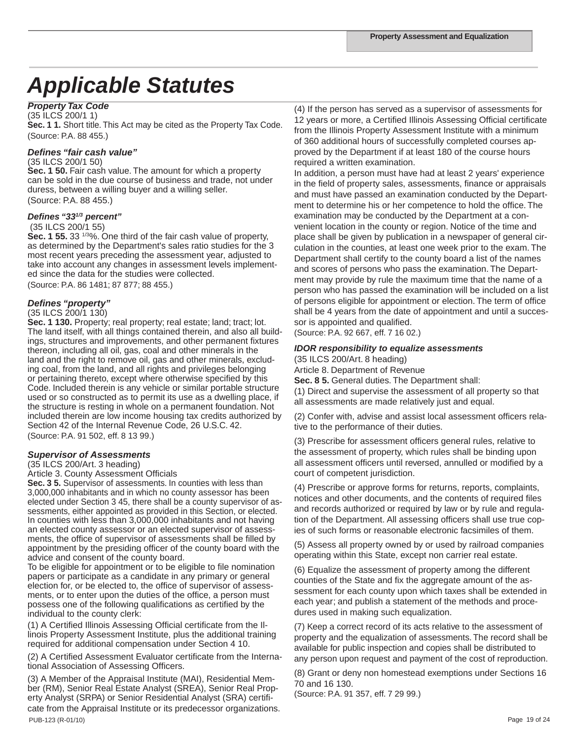# Applicable Statutes

***Property Tax Code***

(35 ILCS 200/1 1)

**Sec. 1 1.** Short title. This Act may be cited as the Property Tax Code. (Source: P.A. 88 455.)

***Defines "fair cash value"***

(35 ILCS 200/1 50)

**Sec. 1 50.** Fair cash value. The amount for which a property can be sold in the due course of business and trade, not under duress, between a willing buyer and a willing seller. (Source: P.A. 88 455.)

***Defines "33$^{1/3}$ percent"***

(35 ILCS 200/1 55)

**Sec. 1 55.** 33 $^{1/3}$%. One third of the fair cash value of property, as determined by the Department's sales ratio studies for the 3 most recent years preceding the assessment year, adjusted to take into account any changes in assessment levels implemented since the data for the studies were collected. (Source: P.A. 86 1481; 87 877; 88 455.)

***Defines "property"***

(35 ILCS 200/1 130)

**Sec. 1 130.** Property; real property; real estate; land; tract; lot. The land itself, with all things contained therein, and also all buildings, structures and improvements, and other permanent fixtures thereon, including all oil, gas, coal and other minerals in the land and the right to remove oil, gas and other minerals, excluding coal, from the land, and all rights and privileges belonging or pertaining thereto, except where otherwise specified by this Code. Included therein is any vehicle or similar portable structure used or so constructed as to permit its use as a dwelling place, if the structure is resting in whole on a permanent foundation. Not included therein are low income housing tax credits authorized by Section 42 of the Internal Revenue Code, 26 U.S.C. 42. (Source: P.A. 91 502, eff. 8 13 99.)

***Supervisor of Assessments***

(35 ILCS 200/Art. 3 heading)

Article 3. County Assessment Officials

**Sec. 3 5.** Supervisor of assessments. In counties with less than 3,000,000 inhabitants and in which no county assessor has been elected under Section 3 45, there shall be a county supervisor of assessments, either appointed as provided in this Section, or elected. In counties with less than 3,000,000 inhabitants and not having an elected county assessor or an elected supervisor of assessments, the office of supervisor of assessments shall be filled by appointment by the presiding officer of the county board with the advice and consent of the county board.

To be eligible for appointment or to be eligible to file nomination papers or participate as a candidate in any primary or general election for, or be elected to, the office of supervisor of assessments, or to enter upon the duties of the office, a person must possess one of the following qualifications as certified by the individual to the county clerk:

(1) A Certified Illinois Assessing Official certificate from the Illinois Property Assessment Institute, plus the additional training required for additional compensation under Section 4 10.

(2) A Certified Assessment Evaluator certificate from the International Association of Assessing Officers.

(3) A Member of the Appraisal Institute (MAI), Residential Member (RM), Senior Real Estate Analyst (SREA), Senior Real Property Analyst (SRPA) or Senior Residential Analyst (SRA) certificate from the Appraisal Institute or its predecessor organizations.

(4) If the person has served as a supervisor of assessments for 12 years or more, a Certified Illinois Assessing Official certificate from the Illinois Property Assessment Institute with a minimum of 360 additional hours of successfully completed courses approved by the Department if at least 180 of the course hours required a written examination.

In addition, a person must have had at least 2 years' experience in the field of property sales, assessments, finance or appraisals and must have passed an examination conducted by the Department to determine his or her competence to hold the office. The examination may be conducted by the Department at a convenient location in the county or region. Notice of the time and place shall be given by publication in a newspaper of general circulation in the counties, at least one week prior to the exam. The Department shall certify to the county board a list of the names and scores of persons who pass the examination. The Department may provide by rule the maximum time that the name of a person who has passed the examination will be included on a list of persons eligible for appointment or election. The term of office shall be 4 years from the date of appointment and until a successor is appointed and qualified.

(Source: P.A. 92 667, eff. 7 16 02.)

***IDOR responsibility to equalize assessments***

(35 ILCS 200/Art. 8 heading)

Article 8. Department of Revenue

**Sec. 8 5.** General duties. The Department shall:

(1) Direct and supervise the assessment of all property so that all assessments are made relatively just and equal.

(2) Confer with, advise and assist local assessment officers relative to the performance of their duties.

(3) Prescribe for assessment officers general rules, relative to the assessment of property, which rules shall be binding upon all assessment officers until reversed, annulled or modified by a court of competent jurisdiction.

(4) Prescribe or approve forms for returns, reports, complaints, notices and other documents, and the contents of required files and records authorized or required by law or by rule and regulation of the Department. All assessing officers shall use true copies of such forms or reasonable electronic facsimiles of them.

(5) Assess all property owned by or used by railroad companies operating within this State, except non carrier real estate.

(6) Equalize the assessment of property among the different counties of the State and fix the aggregate amount of the assessment for each county upon which taxes shall be extended in each year; and publish a statement of the methods and procedures used in making such equalization.

(7) Keep a correct record of its acts relative to the assessment of property and the equalization of assessments. The record shall be available for public inspection and copies shall be distributed to any person upon request and payment of the cost of reproduction.

(8) Grant or deny non homestead exemptions under Sections 16 70 and 16 130.

(Source: P.A. 91 357, eff. 7 29 99.)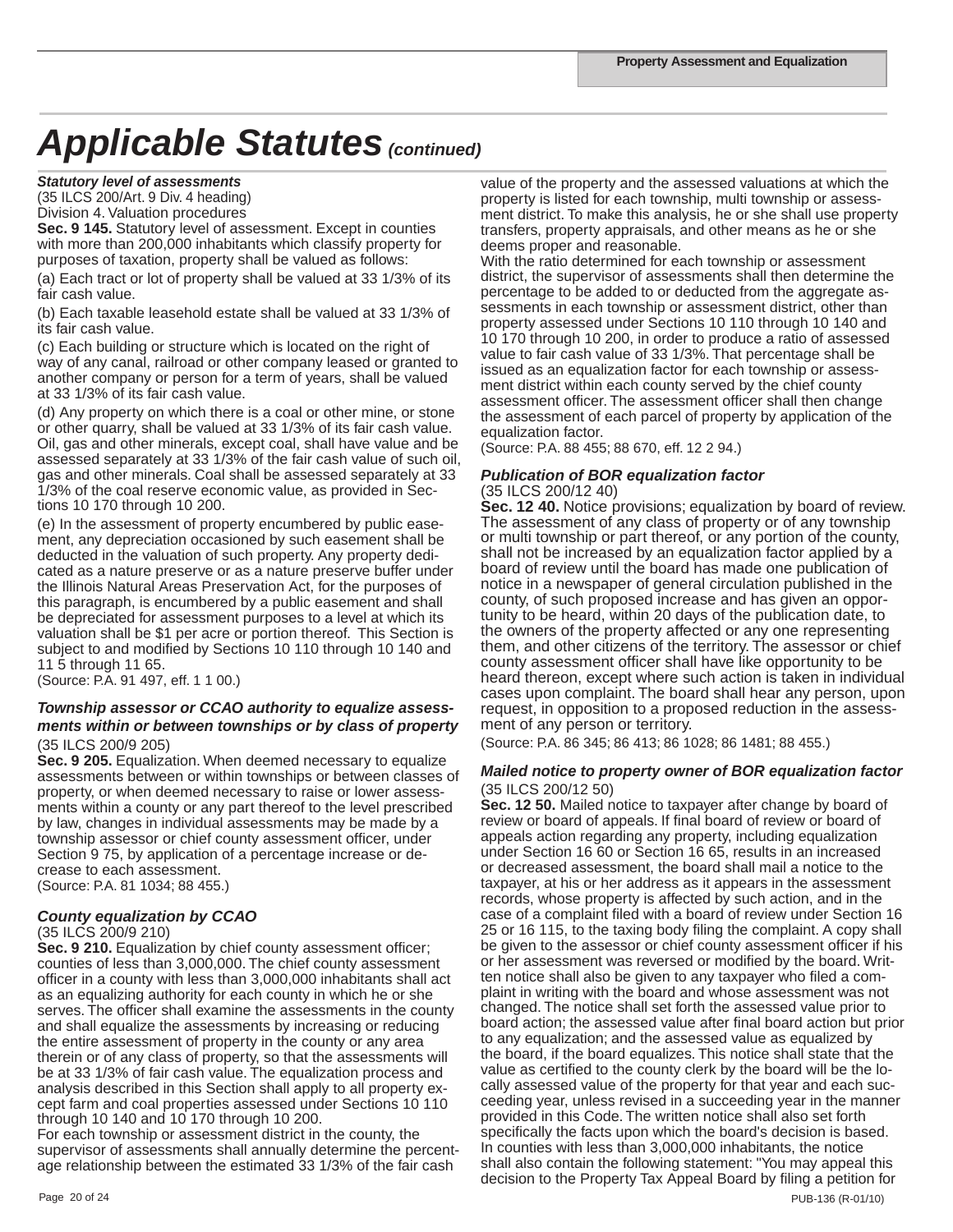# *Applicable Statutes (continued)*

***Statutory level of assessments***

(35 ILCS 200/Art. 9 Div. 4 heading)

Division 4. Valuation procedures

**Sec. 9 145.** Statutory level of assessment. Except in counties with more than 200,000 inhabitants which classify property for purposes of taxation, property shall be valued as follows:

(a) Each tract or lot of property shall be valued at 33 1/3% of its fair cash value.

(b) Each taxable leasehold estate shall be valued at 33 1/3% of its fair cash value.

(c) Each building or structure which is located on the right of way of any canal, railroad or other company leased or granted to another company or person for a term of years, shall be valued at 33 1/3% of its fair cash value.

(d) Any property on which there is a coal or other mine, or stone or other quarry, shall be valued at 33 1/3% of its fair cash value. Oil, gas and other minerals, except coal, shall have value and be assessed separately at 33 1/3% of the fair cash value of such oil, gas and other minerals. Coal shall be assessed separately at 33 1/3% of the coal reserve economic value, as provided in Sections 10 170 through 10 200.

(e) In the assessment of property encumbered by public easement, any depreciation occasioned by such easement shall be deducted in the valuation of such property. Any property dedicated as a nature preserve or as a nature preserve buffer under the Illinois Natural Areas Preservation Act, for the purposes of this paragraph, is encumbered by a public easement and shall be depreciated for assessment purposes to a level at which its valuation shall be $1 per acre or portion thereof. This Section is subject to and modified by Sections 10 110 through 10 140 and 11 5 through 11 65.

(Source: P.A. 91 497, eff. 1 1 00.)

***Township assessor or CCAO authority to equalize assessments within or between townships or by class of property***

(35 ILCS 200/9 205)

**Sec. 9 205.** Equalization. When deemed necessary to equalize assessments between or within townships or between classes of property, or when deemed necessary to raise or lower assessments within a county or any part thereof to the level prescribed by law, changes in individual assessments may be made by a township assessor or chief county assessment officer, under Section 9 75, by application of a percentage increase or decrease to each assessment.

(Source: P.A. 81 1034; 88 455.)

***County equalization by CCAO***

(35 ILCS 200/9 210)

**Sec. 9 210.** Equalization by chief county assessment officer; counties of less than 3,000,000. The chief county assessment officer in a county with less than 3,000,000 inhabitants shall act as an equalizing authority for each county in which he or she serves. The officer shall examine the assessments in the county and shall equalize the assessments by increasing or reducing the entire assessment of property in the county or any area therein or of any class of property, so that the assessments will be at 33 1/3% of fair cash value. The equalization process and analysis described in this Section shall apply to all property except farm and coal properties assessed under Sections 10 110 through 10 140 and 10 170 through 10 200.

For each township or assessment district in the county, the supervisor of assessments shall annually determine the percentage relationship between the estimated 33 1/3% of the fair cash value of the property and the assessed valuations at which the property is listed for each township, multi township or assessment district. To make this analysis, he or she shall use property transfers, property appraisals, and other means as he or she deems proper and reasonable.

With the ratio determined for each township or assessment district, the supervisor of assessments shall then determine the percentage to be added to or deducted from the aggregate assessments in each township or assessment district, other than property assessed under Sections 10 110 through 10 140 and 10 170 through 10 200, in order to produce a ratio of assessed value to fair cash value of 33 1/3%. That percentage shall be issued as an equalization factor for each township or assessment district within each county served by the chief county assessment officer. The assessment officer shall then change the assessment of each parcel of property by application of the equalization factor.

(Source: P.A. 88 455; 88 670, eff. 12 2 94.)

***Publication of BOR equalization factor***

(35 ILCS 200/12 40)

**Sec. 12 40.** Notice provisions; equalization by board of review. The assessment of any class of property or of any township or multi township or part thereof, or any portion of the county, shall not be increased by an equalization factor applied by a board of review until the board has made one publication of notice in a newspaper of general circulation published in the county, of such proposed increase and has given an opportunity to be heard, within 20 days of the publication date, to the owners of the property affected or any one representing them, and other citizens of the territory. The assessor or chief county assessment officer shall have like opportunity to be heard thereon, except where such action is taken in individual cases upon complaint. The board shall hear any person, upon request, in opposition to a proposed reduction in the assessment of any person or territory.

(Source: P.A. 86 345; 86 413; 86 1028; 86 1481; 88 455.)

***Mailed notice to property owner of BOR equalization factor***

(35 ILCS 200/12 50)

**Sec. 12 50.** Mailed notice to taxpayer after change by board of review or board of appeals. If final board of review or board of appeals action regarding any property, including equalization under Section 16 60 or Section 16 65, results in an increased or decreased assessment, the board shall mail a notice to the taxpayer, at his or her address as it appears in the assessment records, whose property is affected by such action, and in the case of a complaint filed with a board of review under Section 16 25 or 16 115, to the taxing body filing the complaint. A copy shall be given to the assessor or chief county assessment officer if his or her assessment was reversed or modified by the board. Written notice shall also be given to any taxpayer who filed a complaint in writing with the board and whose assessment was not changed. The notice shall set forth the assessed value prior to board action; the assessed value after final board action but prior to any equalization; and the assessed value as equalized by the board, if the board equalizes. This notice shall state that the value as certified to the county clerk by the board will be the locally assessed value of the property for that year and each succeeding year, unless revised in a succeeding year in the manner provided in this Code. The written notice shall also set forth specifically the facts upon which the board's decision is based. In counties with less than 3,000,000 inhabitants, the notice shall also contain the following statement: "You may appeal this decision to the Property Tax Appeal Board by filing a petition for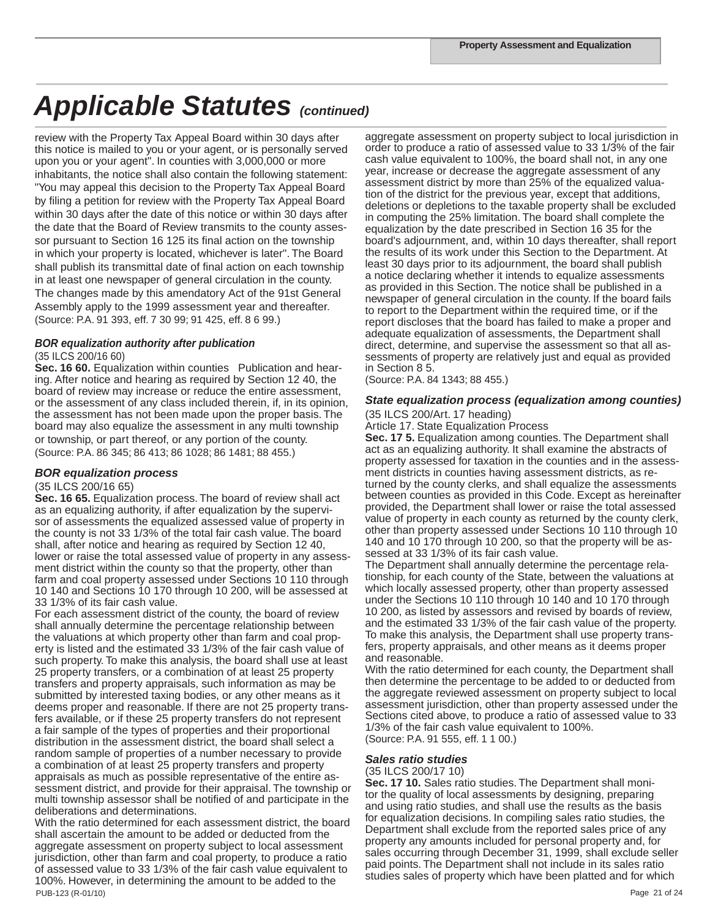# Applicable Statutes *(continued)*

review with the Property Tax Appeal Board within 30 days after this notice is mailed to you or your agent, or is personally served upon you or your agent". In counties with 3,000,000 or more inhabitants, the notice shall also contain the following statement: "You may appeal this decision to the Property Tax Appeal Board by filing a petition for review with the Property Tax Appeal Board within 30 days after the date of this notice or within 30 days after the date that the Board of Review transmits to the county assessor pursuant to Section 16 125 its final action on the township in which your property is located, whichever is later". The Board shall publish its transmittal date of final action on each township in at least one newspaper of general circulation in the county. The changes made by this amendatory Act of the 91st General Assembly apply to the 1999 assessment year and thereafter.
(Source: P.A. 91 393, eff. 7 30 99; 91 425, eff. 8 6 99.)

### *BOR equalization authority after publication*

(35 ILCS 200/16 60)
**Sec. 16 60.** Equalization within counties Publication and hearing. After notice and hearing as required by Section 12 40, the board of review may increase or reduce the entire assessment, or the assessment of any class included therein, if, in its opinion, the assessment has not been made upon the proper basis. The board may also equalize the assessment in any multi township or township, or part thereof, or any portion of the county.
(Source: P.A. 86 345; 86 413; 86 1028; 86 1481; 88 455.)

### *BOR equalization process*

(35 ILCS 200/16 65)
**Sec. 16 65.** Equalization process. The board of review shall act as an equalizing authority, if after equalization by the supervisor of assessments the equalized assessed value of property in the county is not 33 1/3% of the total fair cash value. The board shall, after notice and hearing as required by Section 12 40, lower or raise the total assessed value of property in any assessment district within the county so that the property, other than farm and coal property assessed under Sections 10 110 through 10 140 and Sections 10 170 through 10 200, will be assessed at 33 1/3% of its fair cash value.
For each assessment district of the county, the board of review shall annually determine the percentage relationship between the valuations at which property other than farm and coal property is listed and the estimated 33 1/3% of the fair cash value of such property. To make this analysis, the board shall use at least 25 property transfers, or a combination of at least 25 property transfers and property appraisals, such information as may be submitted by interested taxing bodies, or any other means as it deems proper and reasonable. If there are not 25 property transfers available, or if these 25 property transfers do not represent a fair sample of the types of properties and their proportional distribution in the assessment district, the board shall select a random sample of properties of a number necessary to provide a combination of at least 25 property transfers and property appraisals as much as possible representative of the entire assessment district, and provide for their appraisal. The township or multi township assessor shall be notified of and participate in the deliberations and determinations.
With the ratio determined for each assessment district, the board shall ascertain the amount to be added or deducted from the aggregate assessment on property subject to local assessment jurisdiction, other than farm and coal property, to produce a ratio of assessed value to 33 1/3% of the fair cash value equivalent to 100%. However, in determining the amount to be added to the aggregate assessment on property subject to local jurisdiction in order to produce a ratio of assessed value to 33 1/3% of the fair cash value equivalent to 100%, the board shall not, in any one year, increase or decrease the aggregate assessment of any assessment district by more than 25% of the equalized valuation of the district for the previous year, except that additions, deletions or depletions to the taxable property shall be excluded in computing the 25% limitation. The board shall complete the equalization by the date prescribed in Section 16 35 for the board's adjournment, and, within 10 days thereafter, shall report the results of its work under this Section to the Department. At least 30 days prior to its adjournment, the board shall publish a notice declaring whether it intends to equalize assessments as provided in this Section. The notice shall be published in a newspaper of general circulation in the county. If the board fails to report to the Department within the required time, or if the report discloses that the board has failed to make a proper and adequate equalization of assessments, the Department shall direct, determine, and supervise the assessment so that all assessments of property are relatively just and equal as provided in Section 8 5.
(Source: P.A. 84 1343; 88 455.)

### *State equalization process (equalization among counties)*

(35 ILCS 200/Art. 17 heading)
Article 17. State Equalization Process
**Sec. 17 5.** Equalization among counties. The Department shall act as an equalizing authority. It shall examine the abstracts of property assessed for taxation in the counties and in the assessment districts in counties having assessment districts, as returned by the county clerks, and shall equalize the assessments between counties as provided in this Code. Except as hereinafter provided, the Department shall lower or raise the total assessed value of property in each county as returned by the county clerk, other than property assessed under Sections 10 110 through 10 140 and 10 170 through 10 200, so that the property will be assessed at 33 1/3% of its fair cash value.
The Department shall annually determine the percentage relationship, for each county of the State, between the valuations at which locally assessed property, other than property assessed under the Sections 10 110 through 10 140 and 10 170 through 10 200, as listed by assessors and revised by boards of review, and the estimated 33 1/3% of the fair cash value of the property. To make this analysis, the Department shall use property transfers, property appraisals, and other means as it deems proper and reasonable.
With the ratio determined for each county, the Department shall then determine the percentage to be added to or deducted from the aggregate reviewed assessment on property subject to local assessment jurisdiction, other than property assessed under the Sections cited above, to produce a ratio of assessed value to 33 1/3% of the fair cash value equivalent to 100%.
(Source: P.A. 91 555, eff. 1 1 00.)

### *Sales ratio studies*

(35 ILCS 200/17 10)
**Sec. 17 10.** Sales ratio studies. The Department shall monitor the quality of local assessments by designing, preparing and using ratio studies, and shall use the results as the basis for equalization decisions. In compiling sales ratio studies, the Department shall exclude from the reported sales price of any property any amounts included for personal property and, for sales occurring through December 31, 1999, shall exclude seller paid points. The Department shall not include in its sales ratio studies sales of property which have been platted and for which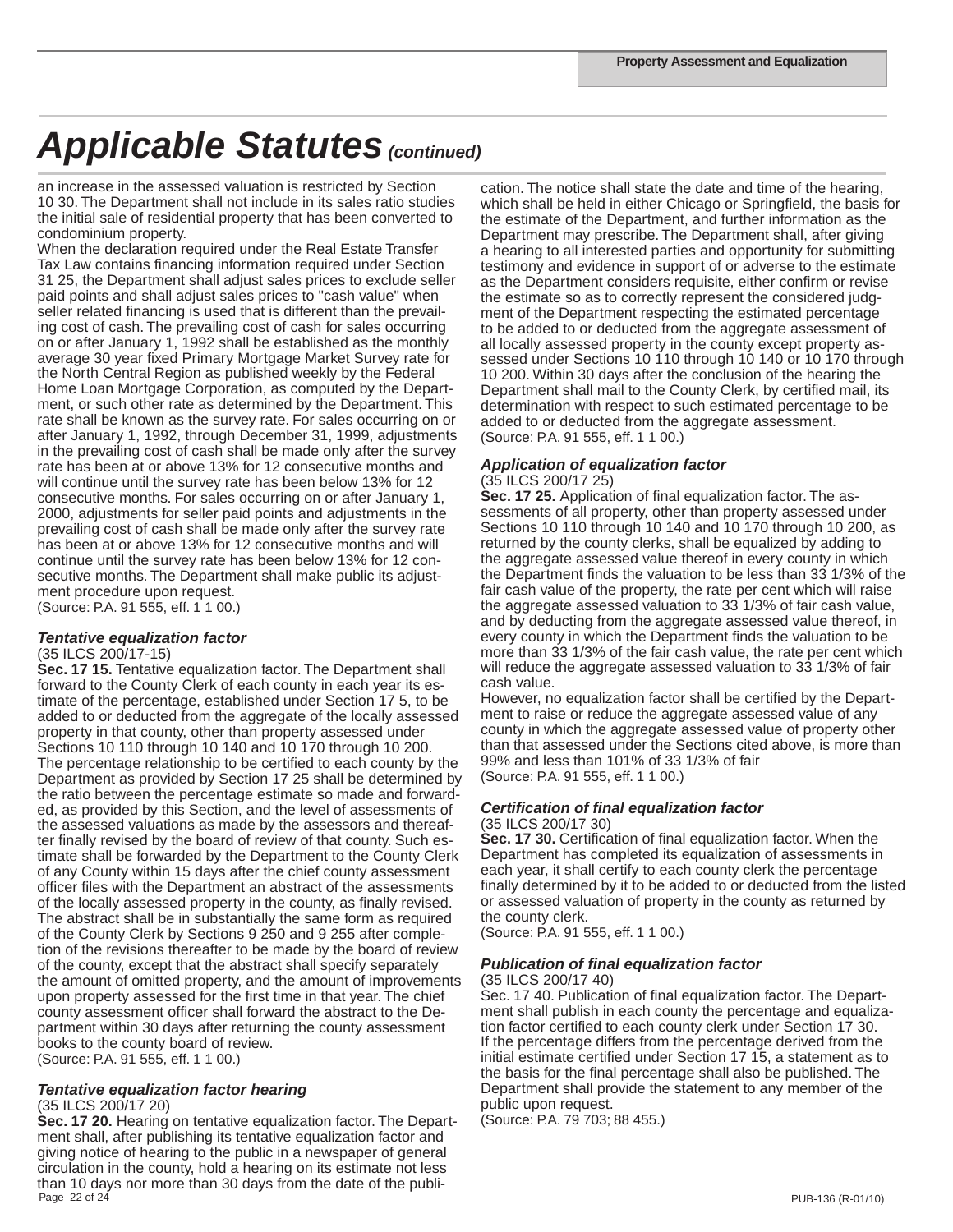# Applicable Statutes *(continued)*

an increase in the assessed valuation is restricted by Section 10 30. The Department shall not include in its sales ratio studies the initial sale of residential property that has been converted to condominium property.

When the declaration required under the Real Estate Transfer Tax Law contains financing information required under Section 31 25, the Department shall adjust sales prices to exclude seller paid points and shall adjust sales prices to "cash value" when seller related financing is used that is different than the prevailing cost of cash. The prevailing cost of cash for sales occurring on or after January 1, 1992 shall be established as the monthly average 30 year fixed Primary Mortgage Market Survey rate for the North Central Region as published weekly by the Federal Home Loan Mortgage Corporation, as computed by the Department, or such other rate as determined by the Department. This rate shall be known as the survey rate. For sales occurring on or after January 1, 1992, through December 31, 1999, adjustments in the prevailing cost of cash shall be made only after the survey rate has been at or above 13% for 12 consecutive months and will continue until the survey rate has been below 13% for 12 consecutive months. For sales occurring on or after January 1, 2000, adjustments for seller paid points and adjustments in the prevailing cost of cash shall be made only after the survey rate has been at or above 13% for 12 consecutive months and will continue until the survey rate has been below 13% for 12 consecutive months. The Department shall make public its adjustment procedure upon request.

(Source: P.A. 91 555, eff. 1 1 00.)

### *Tentative equalization factor*

(35 ILCS 200/17-15)

**Sec. 17 15.** Tentative equalization factor. The Department shall forward to the County Clerk of each county in each year its estimate of the percentage, established under Section 17 5, to be added to or deducted from the aggregate of the locally assessed property in that county, other than property assessed under Sections 10 110 through 10 140 and 10 170 through 10 200. The percentage relationship to be certified to each county by the Department as provided by Section 17 25 shall be determined by the ratio between the percentage estimate so made and forwarded, as provided by this Section, and the level of assessments of the assessed valuations as made by the assessors and thereafter finally revised by the board of review of that county. Such estimate shall be forwarded by the Department to the County Clerk of any County within 15 days after the chief county assessment officer files with the Department an abstract of the assessments of the locally assessed property in the county, as finally revised. The abstract shall be in substantially the same form as required of the County Clerk by Sections 9 250 and 9 255 after completion of the revisions thereafter to be made by the board of review of the county, except that the abstract shall specify separately the amount of omitted property, and the amount of improvements upon property assessed for the first time in that year. The chief county assessment officer shall forward the abstract to the Department within 30 days after returning the county assessment books to the county board of review.

(Source: P.A. 91 555, eff. 1 1 00.)

### *Tentative equalization factor hearing*

(35 ILCS 200/17 20)

**Sec. 17 20.** Hearing on tentative equalization factor. The Department shall, after publishing its tentative equalization factor and giving notice of hearing to the public in a newspaper of general circulation in the county, hold a hearing on its estimate not less than 10 days nor more than 30 days from the date of the publication. The notice shall state the date and time of the hearing, which shall be held in either Chicago or Springfield, the basis for the estimate of the Department, and further information as the Department may prescribe. The Department shall, after giving a hearing to all interested parties and opportunity for submitting testimony and evidence in support of or adverse to the estimate as the Department considers requisite, either confirm or revise the estimate so as to correctly represent the considered judgment of the Department respecting the estimated percentage to be added to or deducted from the aggregate assessment of all locally assessed property in the county except property assessed under Sections 10 110 through 10 140 or 10 170 through 10 200. Within 30 days after the conclusion of the hearing the Department shall mail to the County Clerk, by certified mail, its determination with respect to such estimated percentage to be added to or deducted from the aggregate assessment.

(Source: P.A. 91 555, eff. 1 1 00.)

### *Application of equalization factor*

(35 ILCS 200/17 25)

**Sec. 17 25.** Application of final equalization factor. The assessments of all property, other than property assessed under Sections 10 110 through 10 140 and 10 170 through 10 200, as returned by the county clerks, shall be equalized by adding to the aggregate assessed value thereof in every county in which the Department finds the valuation to be less than 33 1/3% of the fair cash value of the property, the rate per cent which will raise the aggregate assessed valuation to 33 1/3% of fair cash value, and by deducting from the aggregate assessed value thereof, in every county in which the Department finds the valuation to be more than 33 1/3% of the fair cash value, the rate per cent which will reduce the aggregate assessed valuation to 33 1/3% of fair cash value.

However, no equalization factor shall be certified by the Department to raise or reduce the aggregate assessed value of any county in which the aggregate assessed value of property other than that assessed under the Sections cited above, is more than 99% and less than 101% of 33 1/3% of fair

(Source: P.A. 91 555, eff. 1 1 00.)

### *Certification of final equalization factor*

(35 ILCS 200/17 30)

**Sec. 17 30.** Certification of final equalization factor. When the Department has completed its equalization of assessments in each year, it shall certify to each county clerk the percentage finally determined by it to be added to or deducted from the listed or assessed valuation of property in the county as returned by the county clerk.

(Source: P.A. 91 555, eff. 1 1 00.)

### *Publication of final equalization factor*

(35 ILCS 200/17 40)

Sec. 17 40. Publication of final equalization factor. The Department shall publish in each county the percentage and equalization factor certified to each county clerk under Section 17 30. If the percentage differs from the percentage derived from the initial estimate certified under Section 17 15, a statement as to the basis for the final percentage shall also be published. The Department shall provide the statement to any member of the public upon request.

(Source: P.A. 79 703; 88 455.)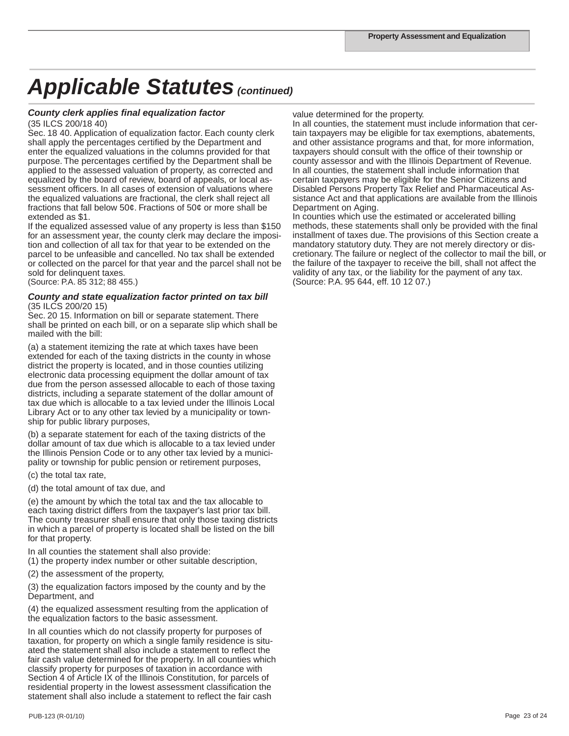# Applicable Statutes *(continued)*

### *County clerk applies final equalization factor*

(35 ILCS 200/18 40)

Sec. 18 40. Application of equalization factor. Each county clerk shall apply the percentages certified by the Department and enter the equalized valuations in the columns provided for that purpose. The percentages certified by the Department shall be applied to the assessed valuation of property, as corrected and equalized by the board of review, board of appeals, or local assessment officers. In all cases of extension of valuations where the equalized valuations are fractional, the clerk shall reject all fractions that fall below 50¢. Fractions of 50¢ or more shall be extended as $1.

If the equalized assessed value of any property is less than $150 for an assessment year, the county clerk may declare the imposition and collection of all tax for that year to be extended on the parcel to be unfeasible and cancelled. No tax shall be extended or collected on the parcel for that year and the parcel shall not be sold for delinquent taxes.

(Source: P.A. 85 312; 88 455.)

### *County and state equalization factor printed on tax bill*

(35 ILCS 200/20 15)

Sec. 20 15. Information on bill or separate statement. There shall be printed on each bill, or on a separate slip which shall be mailed with the bill:

(a) a statement itemizing the rate at which taxes have been extended for each of the taxing districts in the county in whose district the property is located, and in those counties utilizing electronic data processing equipment the dollar amount of tax due from the person assessed allocable to each of those taxing districts, including a separate statement of the dollar amount of tax due which is allocable to a tax levied under the Illinois Local Library Act or to any other tax levied by a municipality or township for public library purposes,

(b) a separate statement for each of the taxing districts of the dollar amount of tax due which is allocable to a tax levied under the Illinois Pension Code or to any other tax levied by a municipality or township for public pension or retirement purposes,

(c) the total tax rate,

(d) the total amount of tax due, and

(e) the amount by which the total tax and the tax allocable to each taxing district differs from the taxpayer's last prior tax bill. The county treasurer shall ensure that only those taxing districts in which a parcel of property is located shall be listed on the bill for that property.

In all counties the statement shall also provide:

(1) the property index number or other suitable description,

(2) the assessment of the property,

(3) the equalization factors imposed by the county and by the Department, and

(4) the equalized assessment resulting from the application of the equalization factors to the basic assessment.

In all counties which do not classify property for purposes of taxation, for property on which a single family residence is situated the statement shall also include a statement to reflect the fair cash value determined for the property. In all counties which classify property for purposes of taxation in accordance with Section 4 of Article IX of the Illinois Constitution, for parcels of residential property in the lowest assessment classification the statement shall also include a statement to reflect the fair cash value determined for the property.

In all counties, the statement must include information that certain taxpayers may be eligible for tax exemptions, abatements, and other assistance programs and that, for more information, taxpayers should consult with the office of their township or county assessor and with the Illinois Department of Revenue.

In all counties, the statement shall include information that certain taxpayers may be eligible for the Senior Citizens and Disabled Persons Property Tax Relief and Pharmaceutical Assistance Act and that applications are available from the Illinois Department on Aging.

In counties which use the estimated or accelerated billing methods, these statements shall only be provided with the final installment of taxes due. The provisions of this Section create a mandatory statutory duty. They are not merely directory or discretionary. The failure or neglect of the collector to mail the bill, or the failure of the taxpayer to receive the bill, shall not affect the validity of any tax, or the liability for the payment of any tax.

(Source: P.A. 95 644, eff. 10 12 07.)